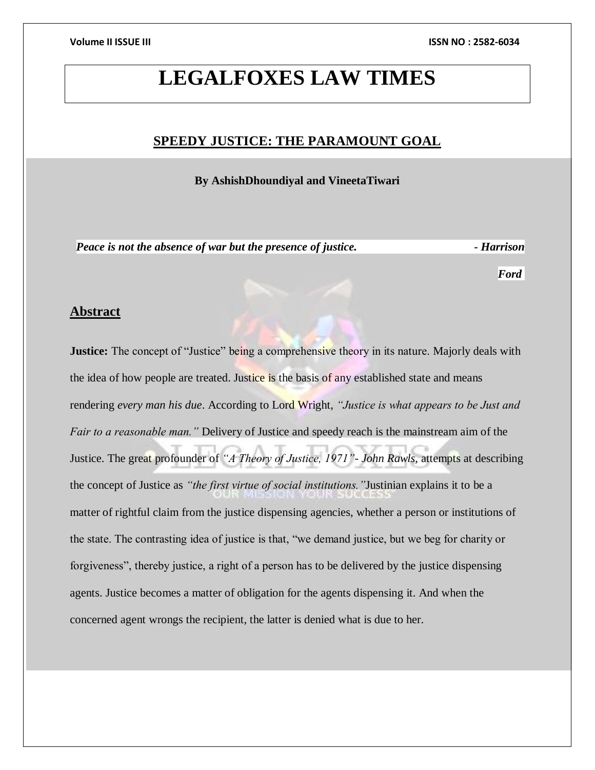# LEGALFOXES LAW TIMES

## SPEEDY JUSTICE: THE PARAMOUNT GOAL

**By AshishDhoundiyal and VineetaTiwari**

***Peace is not the absence of war but the presence of justice.*** ***- Harrison Ford***

## Abstract

**Justice:** The concept of "Justice" being a comprehensive theory in its nature. Majorly deals with the idea of how people are treated. Justice is the basis of any established state and means rendering *every man his due*. According to Lord Wright, *"Justice is what appears to be Just and Fair to a reasonable man."* Delivery of Justice and speedy reach is the mainstream aim of the Justice. The great profounder of *"A Theory of Justice, 1971"- John Rawls*, attempts at describing the concept of Justice as *"the first virtue of social institutions."*Justinian explains it to be a matter of rightful claim from the justice dispensing agencies, whether a person or institutions of the state. The contrasting idea of justice is that, "we demand justice, but we beg for charity or forgiveness", thereby justice, a right of a person has to be delivered by the justice dispensing agents. Justice becomes a matter of obligation for the agents dispensing it. And when the concerned agent wrongs the recipient, the latter is denied what is due to her.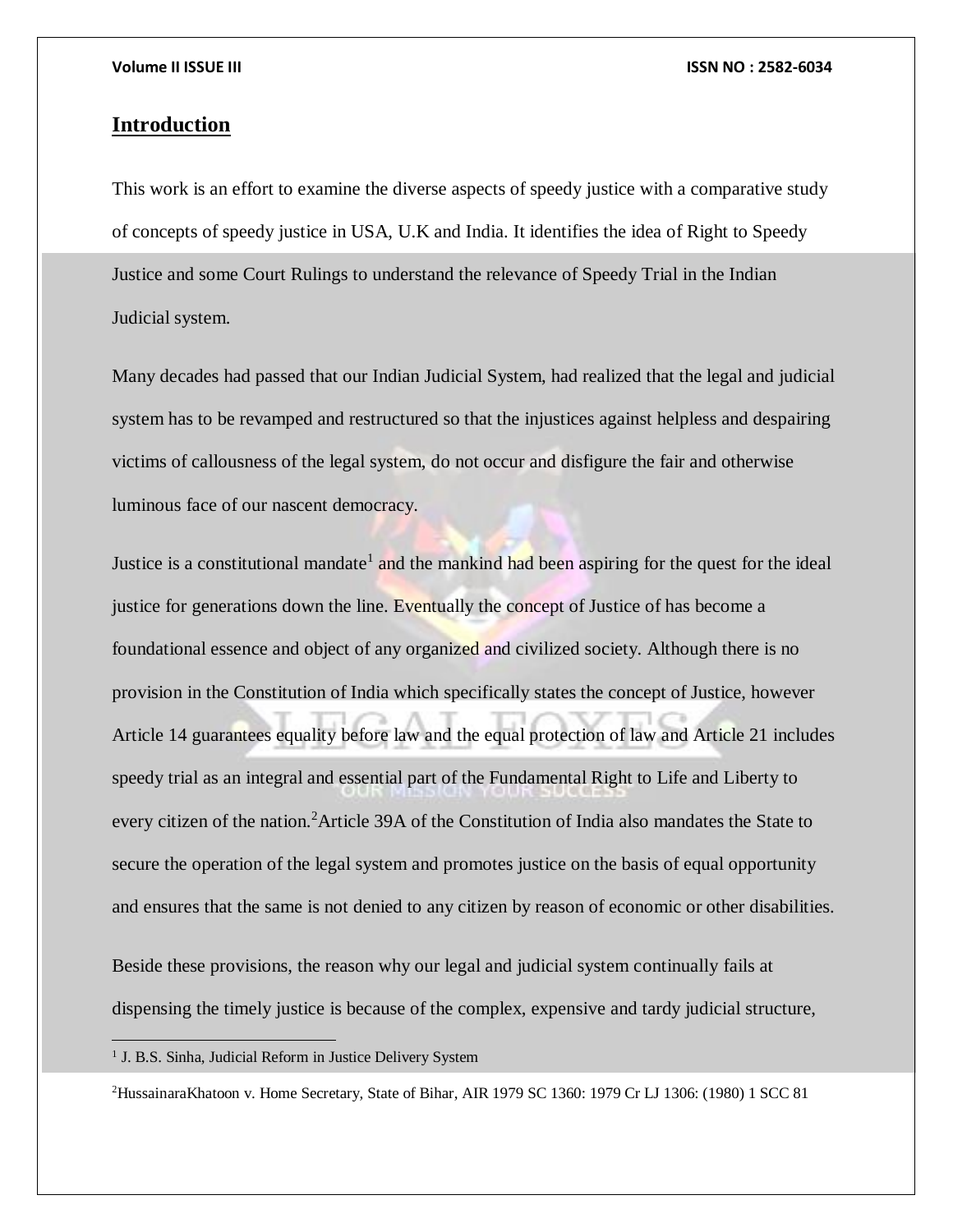## Introduction

This work is an effort to examine the diverse aspects of speedy justice with a comparative study of concepts of speedy justice in USA, U.K and India. It identifies the idea of Right to Speedy Justice and some Court Rulings to understand the relevance of Speedy Trial in the Indian Judicial system.

Many decades had passed that our Indian Judicial System, had realized that the legal and judicial system has to be revamped and restructured so that the injustices against helpless and despairing victims of callousness of the legal system, do not occur and disfigure the fair and otherwise luminous face of our nascent democracy.

Justice is a constitutional mandate[1] and the mankind had been aspiring for the quest for the ideal justice for generations down the line. Eventually the concept of Justice of has become a foundational essence and object of any organized and civilized society. Although there is no provision in the Constitution of India which specifically states the concept of Justice, however Article 14 guarantees equality before law and the equal protection of law and Article 21 includes speedy trial as an integral and essential part of the Fundamental Right to Life and Liberty to every citizen of the nation.[2] Article 39A of the Constitution of India also mandates the State to secure the operation of the legal system and promotes justice on the basis of equal opportunity and ensures that the same is not denied to any citizen by reason of economic or other disabilities.

Beside these provisions, the reason why our legal and judicial system continually fails at dispensing the timely justice is because of the complex, expensive and tardy judicial structure,

---

[1] J. B.S. Sinha, Judicial Reform in Justice Delivery System

[2] HussainaraKhatoon v. Home Secretary, State of Bihar, AIR 1979 SC 1360: 1979 Cr LJ 1306: (1980) 1 SCC 81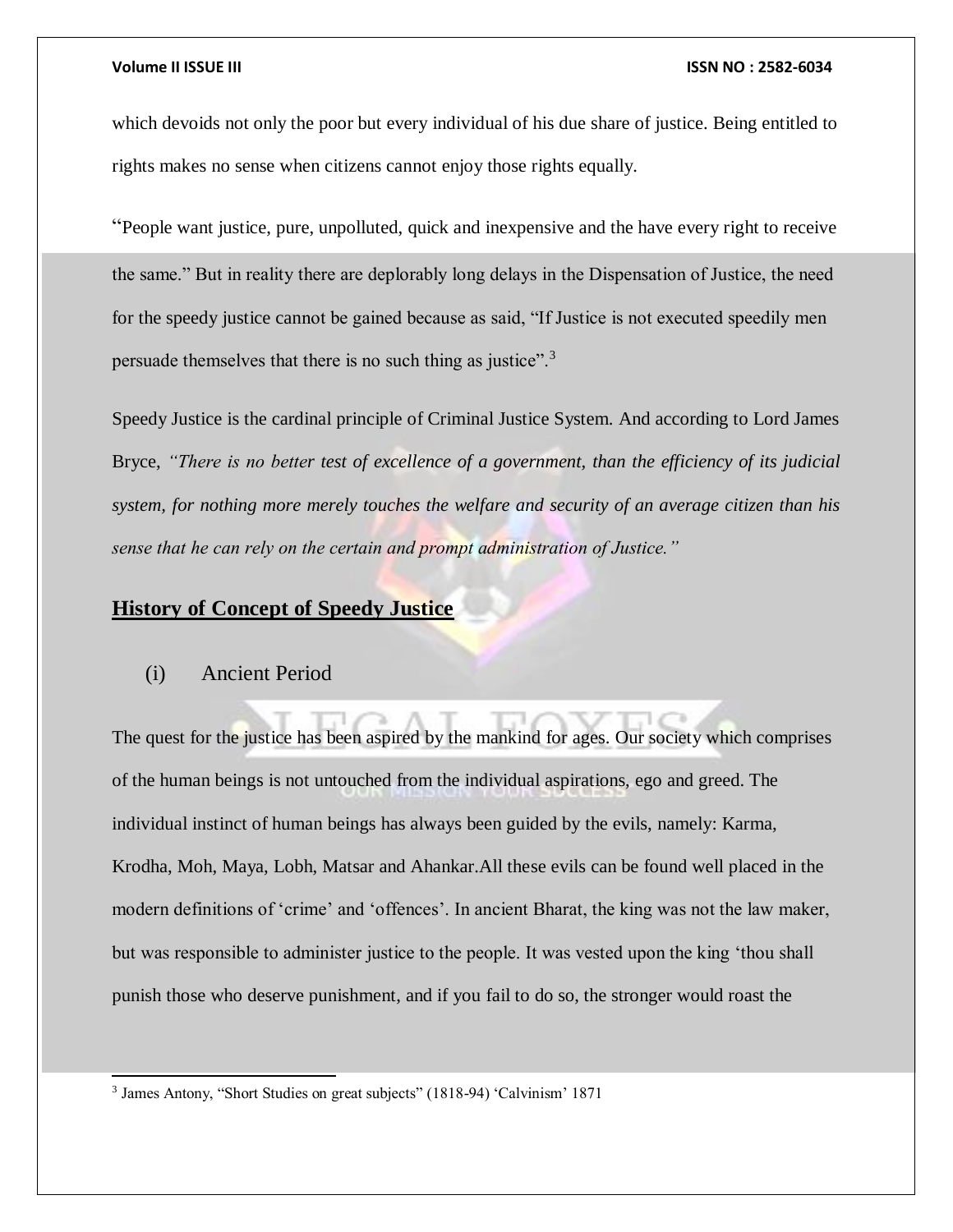which devoids not only the poor but every individual of his due share of justice. Being entitled to rights makes no sense when citizens cannot enjoy those rights equally.

"People want justice, pure, unpolluted, quick and inexpensive and the have every right to receive the same." But in reality there are deplorably long delays in the Dispensation of Justice, the need for the speedy justice cannot be gained because as said, "If Justice is not executed speedily men persuade themselves that there is no such thing as justice".[3]

Speedy Justice is the cardinal principle of Criminal Justice System. And according to Lord James Bryce, *"There is no better test of excellence of a government, than the efficiency of its judicial system, for nothing more merely touches the welfare and security of an average citizen than his sense that he can rely on the certain and prompt administration of Justice."*

## History of Concept of Speedy Justice

### (i) Ancient Period

The quest for the justice has been aspired by the mankind for ages. Our society which comprises of the human beings is not untouched from the individual aspirations, ego and greed. The individual instinct of human beings has always been guided by the evils, namely: Karma, Krodha, Moh, Maya, Lobh, Matsar and Ahankar.All these evils can be found well placed in the modern definitions of 'crime' and 'offences'. In ancient Bharat, the king was not the law maker, but was responsible to administer justice to the people. It was vested upon the king 'thou shall punish those who deserve punishment, and if you fail to do so, the stronger would roast the

---

[3] James Antony, "Short Studies on great subjects" (1818-94) 'Calvinism' 1871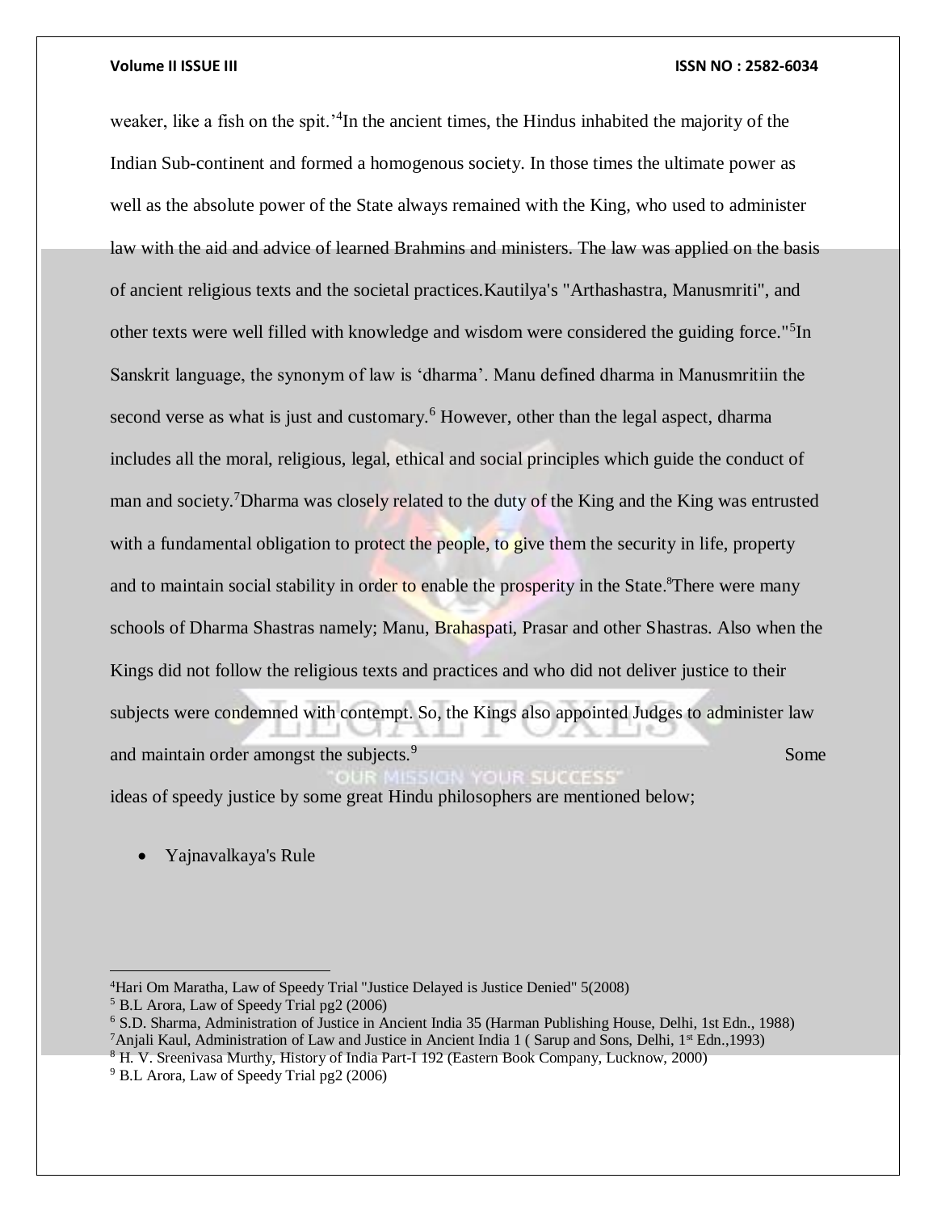weaker, like a fish on the spit.'[4]In the ancient times, the Hindus inhabited the majority of the Indian Sub-continent and formed a homogenous society. In those times the ultimate power as well as the absolute power of the State always remained with the King, who used to administer law with the aid and advice of learned Brahmins and ministers. The law was applied on the basis of ancient religious texts and the societal practices.Kautilya's "Arthashastra, Manusmriti", and other texts were well filled with knowledge and wisdom were considered the guiding force."[5]In Sanskrit language, the synonym of law is 'dharma'. Manu defined dharma in Manusmritiin the second verse as what is just and customary.[6] However, other than the legal aspect, dharma includes all the moral, religious, legal, ethical and social principles which guide the conduct of man and society.[7]Dharma was closely related to the duty of the King and the King was entrusted with a fundamental obligation to protect the people, to give them the security in life, property and to maintain social stability in order to enable the prosperity in the State.[8]There were many schools of Dharma Shastras namely; Manu, Brahaspati, Prasar and other Shastras. Also when the Kings did not follow the religious texts and practices and who did not deliver justice to their subjects were condemned with contempt. So, the Kings also appointed Judges to administer law and maintain order amongst the subjects.[9] Some ideas of speedy justice by some great Hindu philosophers are mentioned below;

- Yajnavalkaya's Rule

---

[4]Hari Om Maratha, Law of Speedy Trial "Justice Delayed is Justice Denied" 5(2008)

[5] B.L Arora, Law of Speedy Trial pg2 (2006)

[6] S.D. Sharma, Administration of Justice in Ancient India 35 (Harman Publishing House, Delhi, 1st Edn., 1988)

[7]Anjali Kaul, Administration of Law and Justice in Ancient India 1 ( Sarup and Sons, Delhi, 1st Edn.,1993)

[8] H. V. Sreenivasa Murthy, History of India Part-I 192 (Eastern Book Company, Lucknow, 2000)

[9] B.L Arora, Law of Speedy Trial pg2 (2006)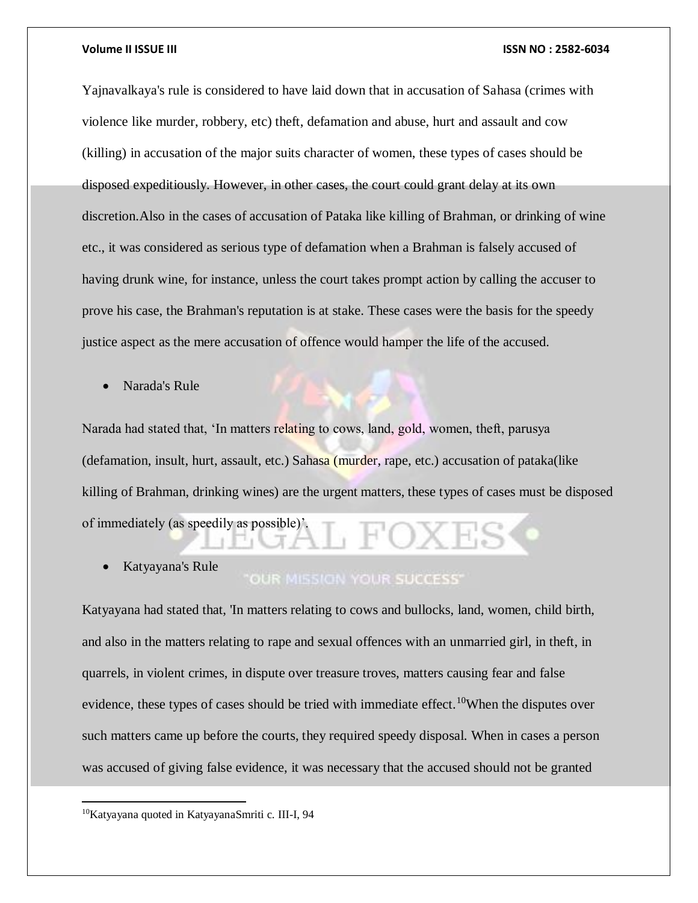Yajnavalkaya's rule is considered to have laid down that in accusation of Sahasa (crimes with violence like murder, robbery, etc) theft, defamation and abuse, hurt and assault and cow (killing) in accusation of the major suits character of women, these types of cases should be disposed expeditiously. However, in other cases, the court could grant delay at its own discretion.Also in the cases of accusation of Pataka like killing of Brahman, or drinking of wine etc., it was considered as serious type of defamation when a Brahman is falsely accused of having drunk wine, for instance, unless the court takes prompt action by calling the accuser to prove his case, the Brahman's reputation is at stake. These cases were the basis for the speedy justice aspect as the mere accusation of offence would hamper the life of the accused.

- Narada's Rule

Narada had stated that, 'In matters relating to cows, land, gold, women, theft, parusya (defamation, insult, hurt, assault, etc.) Sahasa (murder, rape, etc.) accusation of pataka(like killing of Brahman, drinking wines) are the urgent matters, these types of cases must be disposed of immediately (as speedily as possible)'.

- Katyayana's Rule

Katyayana had stated that, 'In matters relating to cows and bullocks, land, women, child birth, and also in the matters relating to rape and sexual offences with an unmarried girl, in theft, in quarrels, in violent crimes, in dispute over treasure troves, matters causing fear and false evidence, these types of cases should be tried with immediate effect.[10]When the disputes over such matters came up before the courts, they required speedy disposal. When in cases a person was accused of giving false evidence, it was necessary that the accused should not be granted

[10]Katyayana quoted in KatyayanaSmriti c. III-I, 94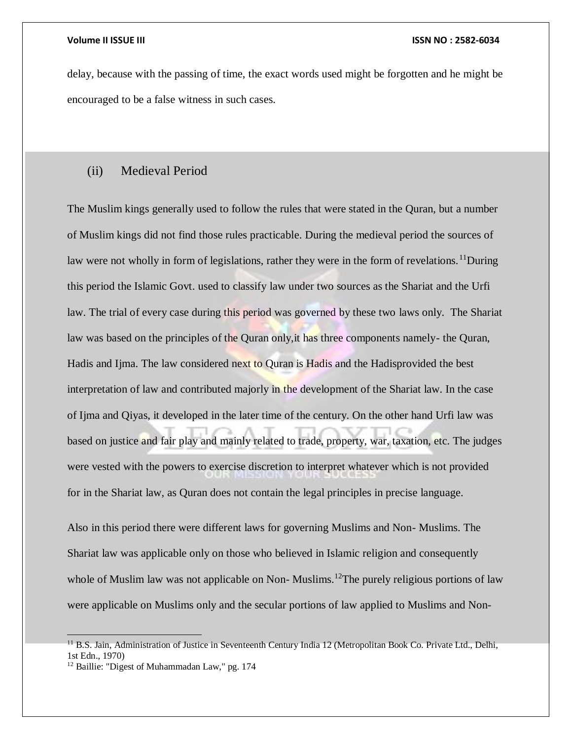delay, because with the passing of time, the exact words used might be forgotten and he might be encouraged to be a false witness in such cases.

### (ii) Medieval Period

The Muslim kings generally used to follow the rules that were stated in the Quran, but a number of Muslim kings did not find those rules practicable. During the medieval period the sources of law were not wholly in form of legislations, rather they were in the form of revelations.[11]During this period the Islamic Govt. used to classify law under two sources as the Shariat and the Urfi law. The trial of every case during this period was governed by these two laws only. The Shariat law was based on the principles of the Quran only,it has three components namely- the Quran, Hadis and Ijma. The law considered next to Quran is Hadis and the Hadisprovided the best interpretation of law and contributed majorly in the development of the Shariat law. In the case of Ijma and Qiyas, it developed in the later time of the century. On the other hand Urfi law was based on justice and fair play and mainly related to trade, property, war, taxation, etc. The judges were vested with the powers to exercise discretion to interpret whatever which is not provided for in the Shariat law, as Quran does not contain the legal principles in precise language.

Also in this period there were different laws for governing Muslims and Non- Muslims. The Shariat law was applicable only on those who believed in Islamic religion and consequently whole of Muslim law was not applicable on Non- Muslims.[12]The purely religious portions of law were applicable on Muslims only and the secular portions of law applied to Muslims and Non-

---

[11] B.S. Jain, Administration of Justice in Seventeenth Century India 12 (Metropolitan Book Co. Private Ltd., Delhi, 1st Edn., 1970)

[12] Baillie: "Digest of Muhammadan Law," pg. 174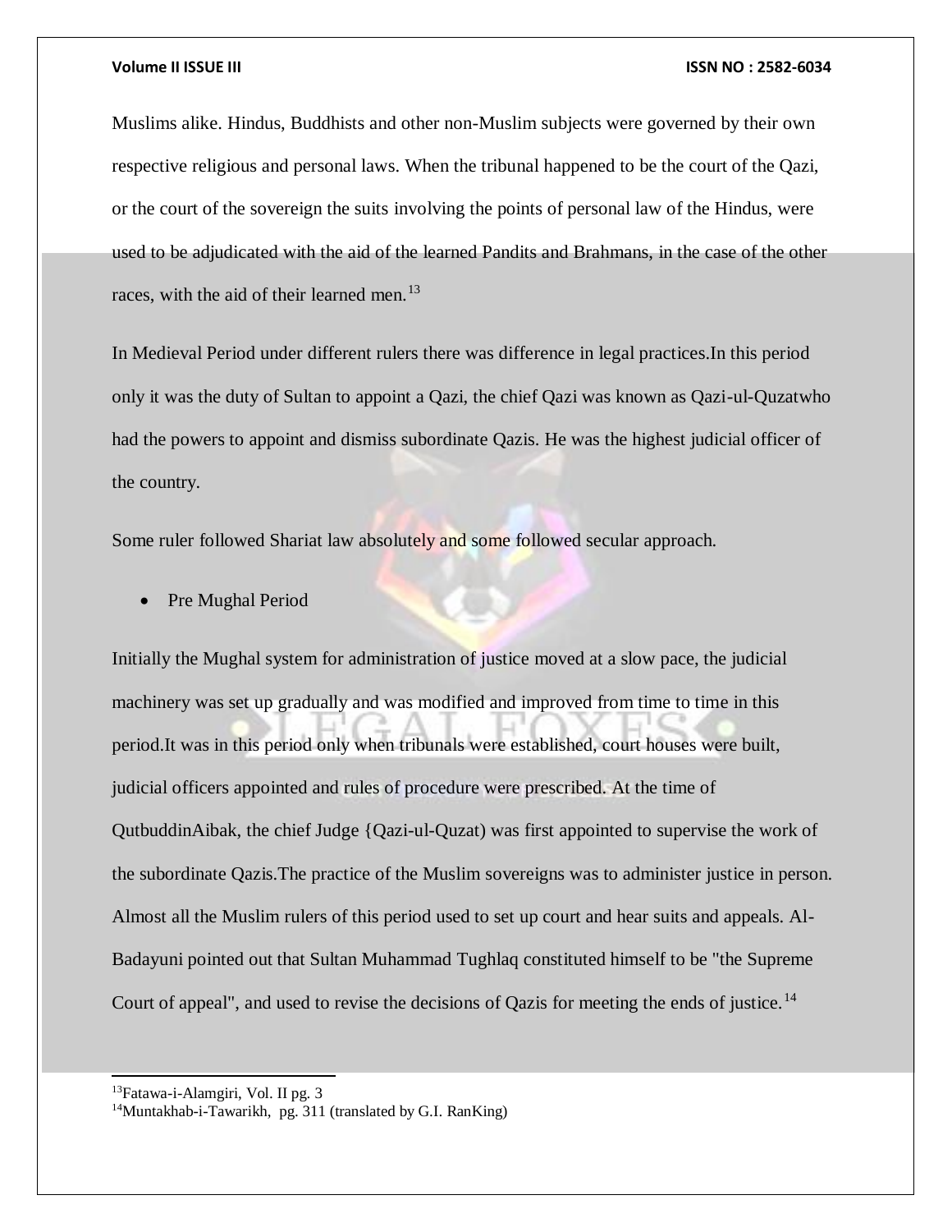Muslims alike. Hindus, Buddhists and other non-Muslim subjects were governed by their own respective religious and personal laws. When the tribunal happened to be the court of the Qazi, or the court of the sovereign the suits involving the points of personal law of the Hindus, were used to be adjudicated with the aid of the learned Pandits and Brahmans, in the case of the other races, with the aid of their learned men.[13]

In Medieval Period under different rulers there was difference in legal practices.In this period only it was the duty of Sultan to appoint a Qazi, the chief Qazi was known as Qazi-ul-Quzatwho had the powers to appoint and dismiss subordinate Qazis. He was the highest judicial officer of the country.

Some ruler followed Shariat law absolutely and some followed secular approach.

- Pre Mughal Period

Initially the Mughal system for administration of justice moved at a slow pace, the judicial machinery was set up gradually and was modified and improved from time to time in this period.It was in this period only when tribunals were established, court houses were built, judicial officers appointed and rules of procedure were prescribed. At the time of QutbuddinAibak, the chief Judge {Qazi-ul-Quzat) was first appointed to supervise the work of the subordinate Qazis.The practice of the Muslim sovereigns was to administer justice in person. Almost all the Muslim rulers of this period used to set up court and hear suits and appeals. Al-Badayuni pointed out that Sultan Muhammad Tughlaq constituted himself to be "the Supreme Court of appeal", and used to revise the decisions of Qazis for meeting the ends of justice.[14]

---

[13]Fatawa-i-Alamgiri, Vol. II pg. 3

[14]Muntakhab-i-Tawarikh, pg. 311 (translated by G.I. RanKing)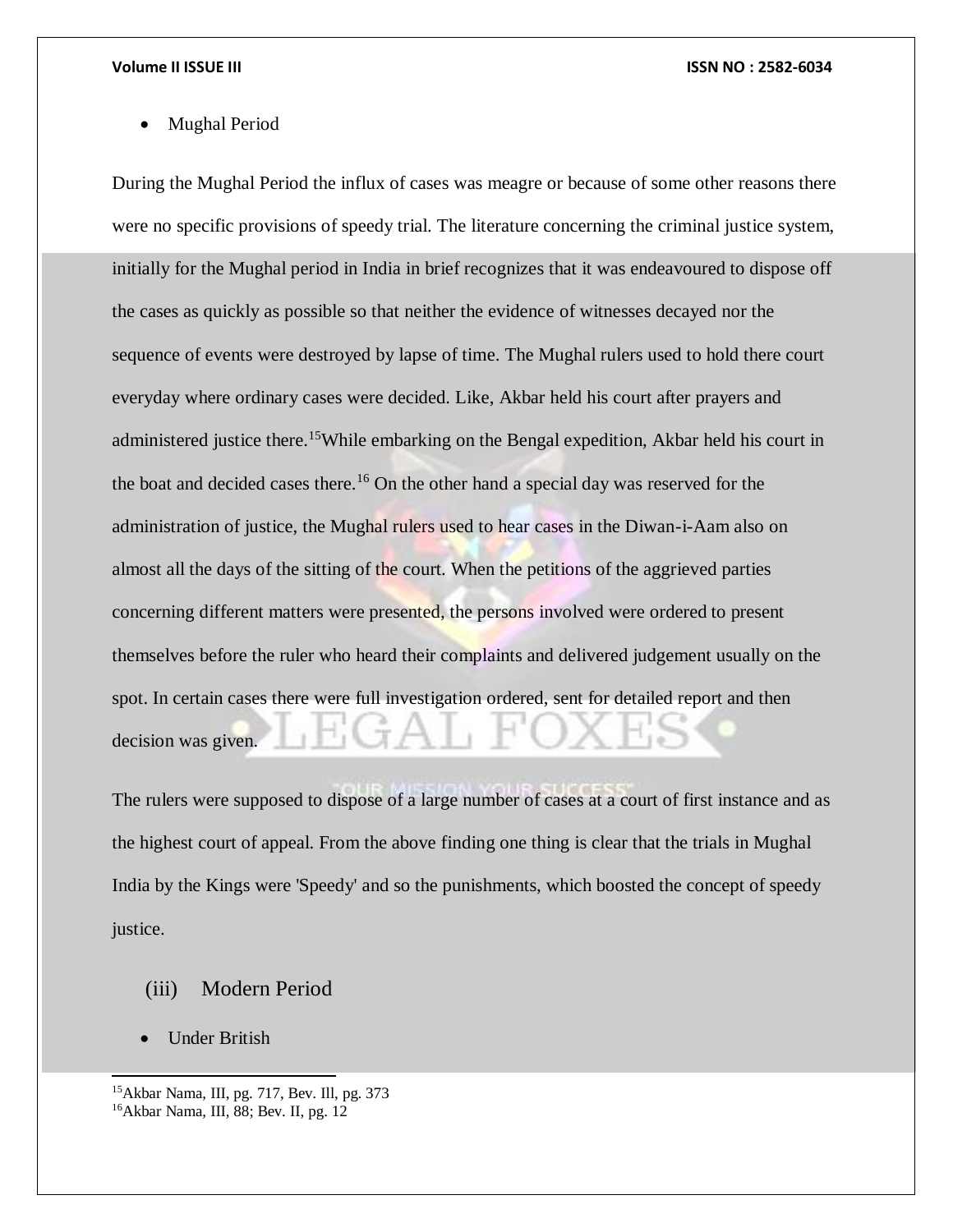- Mughal Period

During the Mughal Period the influx of cases was meagre or because of some other reasons there were no specific provisions of speedy trial. The literature concerning the criminal justice system, initially for the Mughal period in India in brief recognizes that it was endeavoured to dispose off the cases as quickly as possible so that neither the evidence of witnesses decayed nor the sequence of events were destroyed by lapse of time. The Mughal rulers used to hold there court everyday where ordinary cases were decided. Like, Akbar held his court after prayers and administered justice there.[15]While embarking on the Bengal expedition, Akbar held his court in the boat and decided cases there.[16] On the other hand a special day was reserved for the administration of justice, the Mughal rulers used to hear cases in the Diwan-i-Aam also on almost all the days of the sitting of the court. When the petitions of the aggrieved parties concerning different matters were presented, the persons involved were ordered to present themselves before the ruler who heard their complaints and delivered judgement usually on the spot. In certain cases there were full investigation ordered, sent for detailed report and then decision was given.

The rulers were supposed to dispose of a large number of cases at a court of first instance and as the highest court of appeal. From the above finding one thing is clear that the trials in Mughal India by the Kings were 'Speedy' and so the punishments, which boosted the concept of speedy justice.

## (iii) Modern Period

- Under British

---

[15]Akbar Nama, III, pg. 717, Bev. Ill, pg. 373

[16]Akbar Nama, III, 88; Bev. II, pg. 12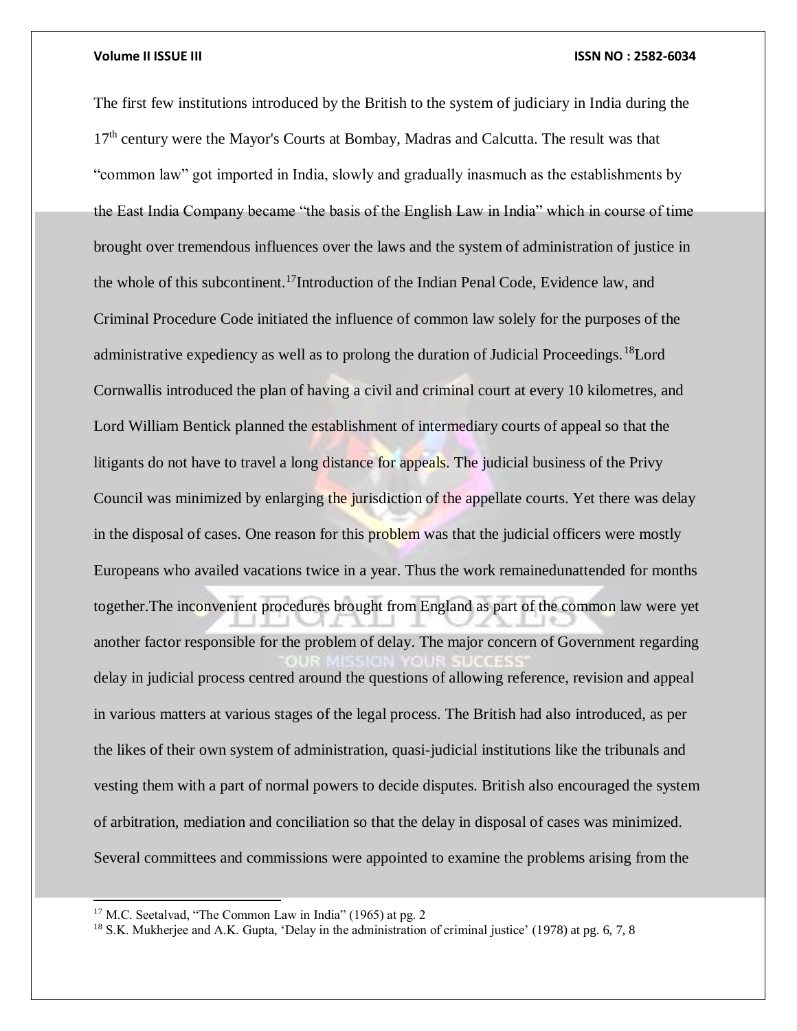The first few institutions introduced by the British to the system of judiciary in India during the 17th century were the Mayor's Courts at Bombay, Madras and Calcutta. The result was that "common law" got imported in India, slowly and gradually inasmuch as the establishments by the East India Company became "the basis of the English Law in India" which in course of time brought over tremendous influences over the laws and the system of administration of justice in the whole of this subcontinent.[17]Introduction of the Indian Penal Code, Evidence law, and Criminal Procedure Code initiated the influence of common law solely for the purposes of the administrative expediency as well as to prolong the duration of Judicial Proceedings.[18]Lord Cornwallis introduced the plan of having a civil and criminal court at every 10 kilometres, and Lord William Bentick planned the establishment of intermediary courts of appeal so that the litigants do not have to travel a long distance for appeals. The judicial business of the Privy Council was minimized by enlarging the jurisdiction of the appellate courts. Yet there was delay in the disposal of cases. One reason for this problem was that the judicial officers were mostly Europeans who availed vacations twice in a year. Thus the work remainedunattended for months together.The inconvenient procedures brought from England as part of the common law were yet another factor responsible for the problem of delay. The major concern of Government regarding delay in judicial process centred around the questions of allowing reference, revision and appeal in various matters at various stages of the legal process. The British had also introduced, as per the likes of their own system of administration, quasi-judicial institutions like the tribunals and vesting them with a part of normal powers to decide disputes. British also encouraged the system of arbitration, mediation and conciliation so that the delay in disposal of cases was minimized. Several committees and commissions were appointed to examine the problems arising from the

---

[17] M.C. Seetalvad, "The Common Law in India" (1965) at pg. 2

[18] S.K. Mukherjee and A.K. Gupta, 'Delay in the administration of criminal justice' (1978) at pg. 6, 7, 8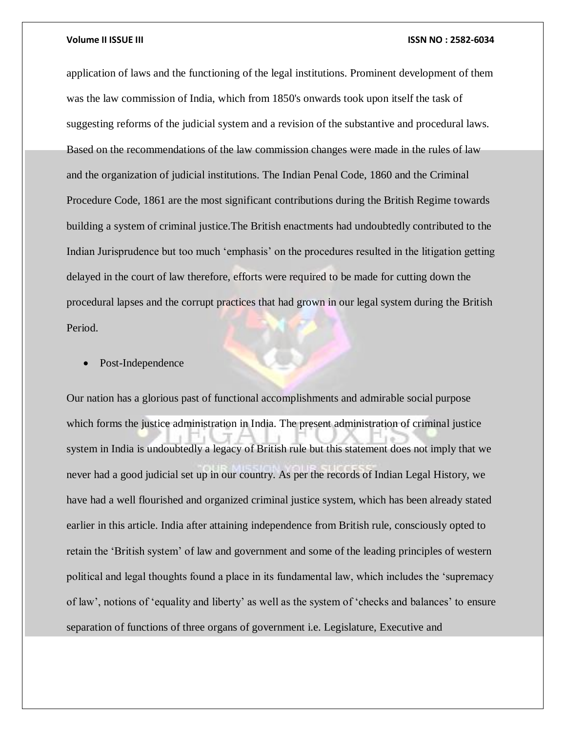application of laws and the functioning of the legal institutions. Prominent development of them was the law commission of India, which from 1850's onwards took upon itself the task of suggesting reforms of the judicial system and a revision of the substantive and procedural laws. Based on the recommendations of the law commission changes were made in the rules of law and the organization of judicial institutions. The Indian Penal Code, 1860 and the Criminal Procedure Code, 1861 are the most significant contributions during the British Regime towards building a system of criminal justice.The British enactments had undoubtedly contributed to the Indian Jurisprudence but too much 'emphasis' on the procedures resulted in the litigation getting delayed in the court of law therefore, efforts were required to be made for cutting down the procedural lapses and the corrupt practices that had grown in our legal system during the British Period.

- Post-Independence

Our nation has a glorious past of functional accomplishments and admirable social purpose which forms the justice administration in India. The present administration of criminal justice system in India is undoubtedly a legacy of British rule but this statement does not imply that we never had a good judicial set up in our country. As per the records of Indian Legal History, we have had a well flourished and organized criminal justice system, which has been already stated earlier in this article. India after attaining independence from British rule, consciously opted to retain the 'British system' of law and government and some of the leading principles of western political and legal thoughts found a place in its fundamental law, which includes the 'supremacy of law', notions of 'equality and liberty' as well as the system of 'checks and balances' to ensure separation of functions of three organs of government i.e. Legislature, Executive and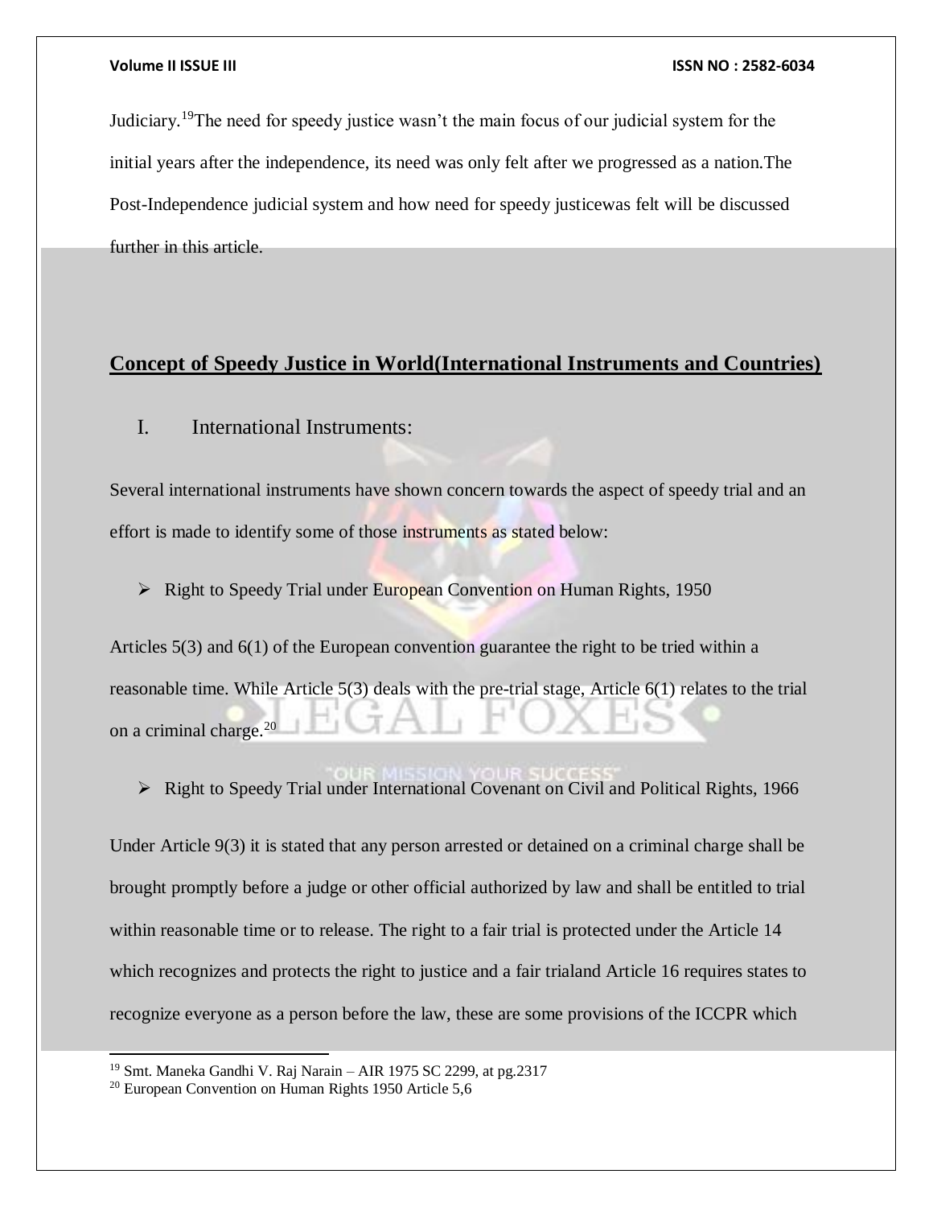Judiciary.[19]The need for speedy justice wasn't the main focus of our judicial system for the initial years after the independence, its need was only felt after we progressed as a nation.The Post-Independence judicial system and how need for speedy justicewas felt will be discussed further in this article.

## Concept of Speedy Justice in World(International Instruments and Countries)

### I. International Instruments:

Several international instruments have shown concern towards the aspect of speedy trial and an effort is made to identify some of those instruments as stated below:

- Right to Speedy Trial under European Convention on Human Rights, 1950

Articles 5(3) and 6(1) of the European convention guarantee the right to be tried within a reasonable time. While Article 5(3) deals with the pre-trial stage, Article 6(1) relates to the trial on a criminal charge.[20]

- Right to Speedy Trial under International Covenant on Civil and Political Rights, 1966

Under Article 9(3) it is stated that any person arrested or detained on a criminal charge shall be brought promptly before a judge or other official authorized by law and shall be entitled to trial within reasonable time or to release. The right to a fair trial is protected under the Article 14 which recognizes and protects the right to justice and a fair trialand Article 16 requires states to recognize everyone as a person before the law, these are some provisions of the ICCPR which

---

[19] Smt. Maneka Gandhi V. Raj Narain – AIR 1975 SC 2299, at pg.2317

[20] European Convention on Human Rights 1950 Article 5,6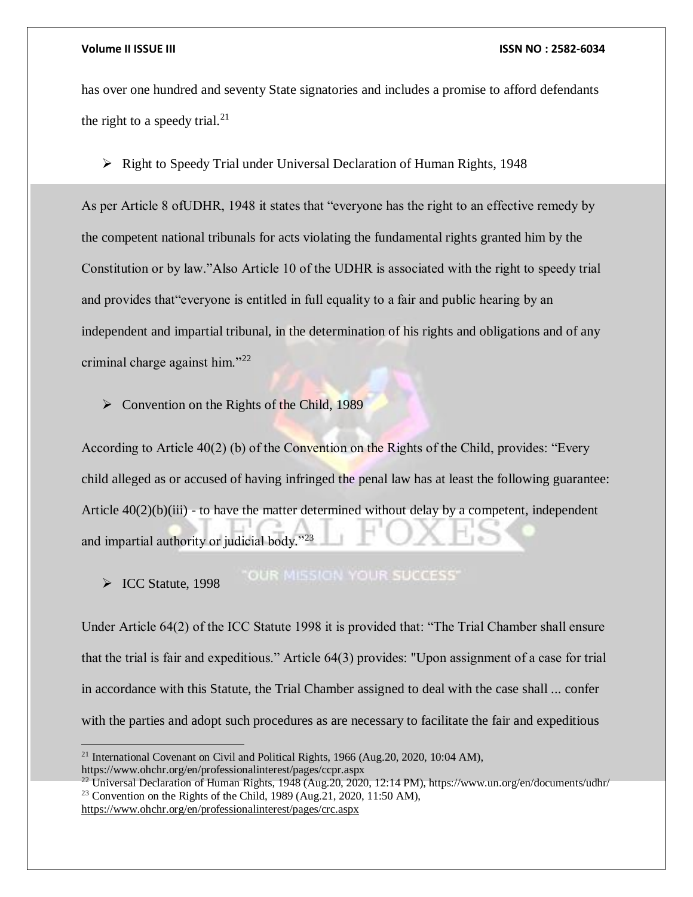has over one hundred and seventy State signatories and includes a promise to afford defendants the right to a speedy trial.[21]

- Right to Speedy Trial under Universal Declaration of Human Rights, 1948

As per Article 8 ofUDHR, 1948 it states that "everyone has the right to an effective remedy by the competent national tribunals for acts violating the fundamental rights granted him by the Constitution or by law."Also Article 10 of the UDHR is associated with the right to speedy trial and provides that"everyone is entitled in full equality to a fair and public hearing by an independent and impartial tribunal, in the determination of his rights and obligations and of any criminal charge against him."[22]

- Convention on the Rights of the Child, 1989

According to Article 40(2) (b) of the Convention on the Rights of the Child, provides: "Every child alleged as or accused of having infringed the penal law has at least the following guarantee: Article 40(2)(b)(iii) - to have the matter determined without delay by a competent, independent and impartial authority or judicial body."[23]

- ICC Statute, 1998

Under Article 64(2) of the ICC Statute 1998 it is provided that: "The Trial Chamber shall ensure that the trial is fair and expeditious." Article 64(3) provides: "Upon assignment of a case for trial in accordance with this Statute, the Trial Chamber assigned to deal with the case shall ... confer with the parties and adopt such procedures as are necessary to facilitate the fair and expeditious

---

[21] International Covenant on Civil and Political Rights, 1966 (Aug.20, 2020, 10:04 AM), https://www.ohchr.org/en/professionalinterest/pages/ccpr.aspx

[22] Universal Declaration of Human Rights, 1948 (Aug.20, 2020, 12:14 PM), https://www.un.org/en/documents/udhr/

[23] Convention on the Rights of the Child, 1989 (Aug.21, 2020, 11:50 AM), https://www.ohchr.org/en/professionalinterest/pages/crc.aspx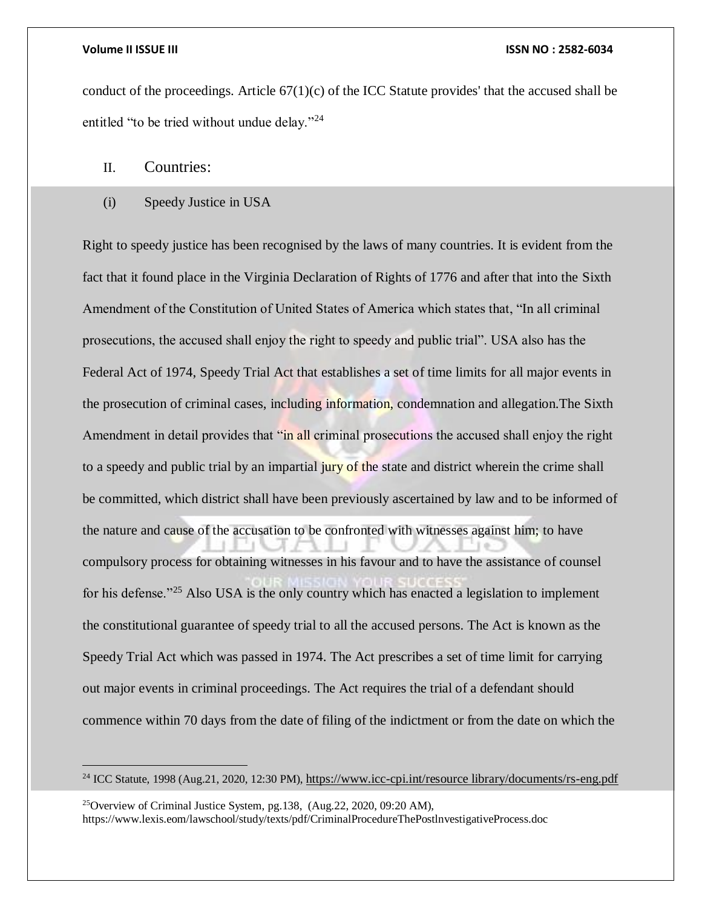conduct of the proceedings. Article 67(1)(c) of the ICC Statute provides' that the accused shall be entitled "to be tried without undue delay."[24]

## II. Countries:

### (i) Speedy Justice in USA

Right to speedy justice has been recognised by the laws of many countries. It is evident from the fact that it found place in the Virginia Declaration of Rights of 1776 and after that into the Sixth Amendment of the Constitution of United States of America which states that, "In all criminal prosecutions, the accused shall enjoy the right to speedy and public trial". USA also has the Federal Act of 1974, Speedy Trial Act that establishes a set of time limits for all major events in the prosecution of criminal cases, including information, condemnation and allegation.The Sixth Amendment in detail provides that "in all criminal prosecutions the accused shall enjoy the right to a speedy and public trial by an impartial jury of the state and district wherein the crime shall be committed, which district shall have been previously ascertained by law and to be informed of the nature and cause of the accusation to be confronted with witnesses against him; to have compulsory process for obtaining witnesses in his favour and to have the assistance of counsel for his defense."[25] Also USA is the only country which has enacted a legislation to implement the constitutional guarantee of speedy trial to all the accused persons. The Act is known as the Speedy Trial Act which was passed in 1974. The Act prescribes a set of time limit for carrying out major events in criminal proceedings. The Act requires the trial of a defendant should commence within 70 days from the date of filing of the indictment or from the date on which the

---

[24] ICC Statute, 1998 (Aug.21, 2020, 12:30 PM), https://www.icc-cpi.int/resource library/documents/rs-eng.pdf

[25] Overview of Criminal Justice System, pg.138, (Aug.22, 2020, 09:20 AM), https://www.lexis.eom/lawschool/study/texts/pdf/CriminalProcedureThePostInvestigativeProcess.doc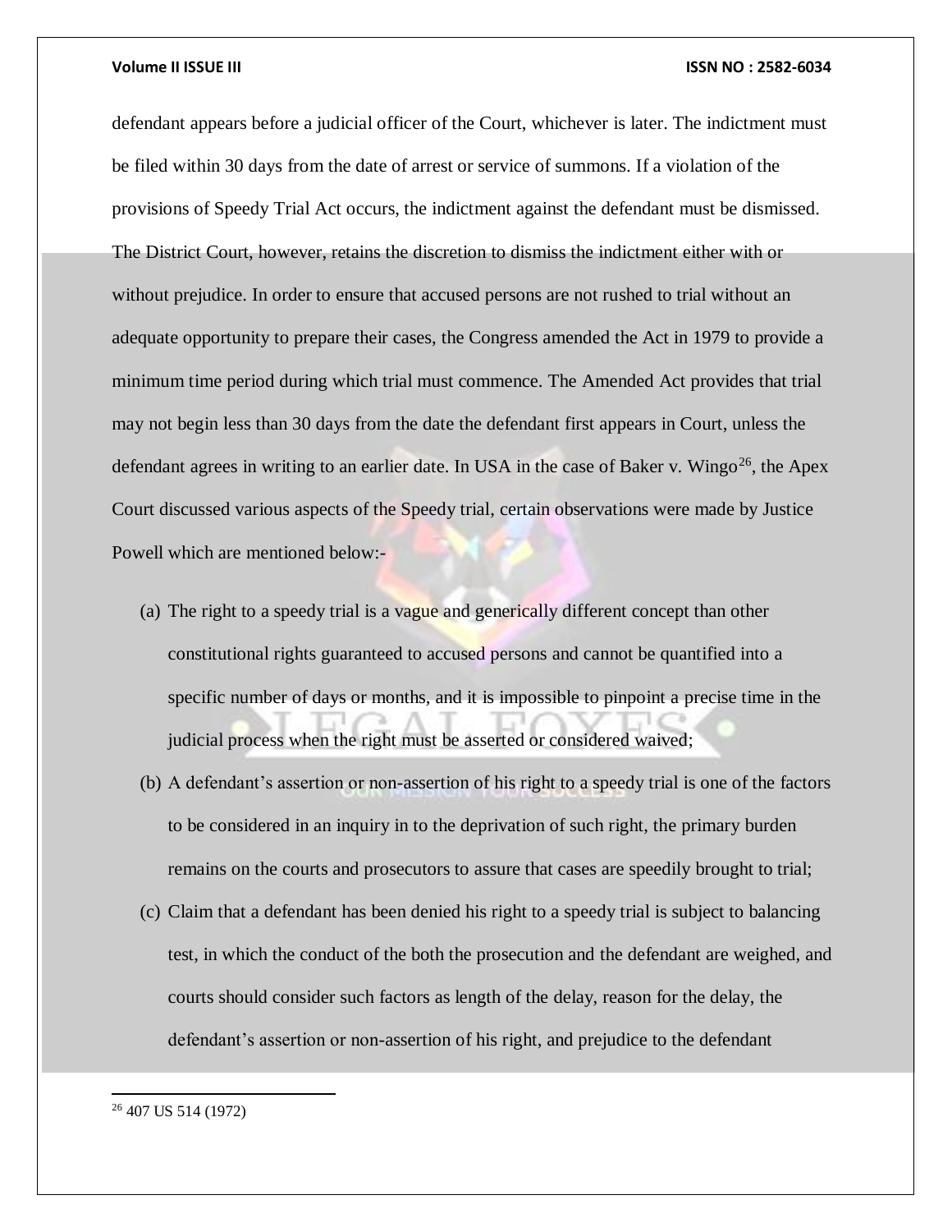defendant appears before a judicial officer of the Court, whichever is later. The indictment must be filed within 30 days from the date of arrest or service of summons. If a violation of the provisions of Speedy Trial Act occurs, the indictment against the defendant must be dismissed. The District Court, however, retains the discretion to dismiss the indictment either with or without prejudice. In order to ensure that accused persons are not rushed to trial without an adequate opportunity to prepare their cases, the Congress amended the Act in 1979 to provide a minimum time period during which trial must commence. The Amended Act provides that trial may not begin less than 30 days from the date the defendant first appears in Court, unless the defendant agrees in writing to an earlier date. In USA in the case of Baker v. Wingo[26], the Apex Court discussed various aspects of the Speedy trial, certain observations were made by Justice Powell which are mentioned below:-

(a) The right to a speedy trial is a vague and generically different concept than other constitutional rights guaranteed to accused persons and cannot be quantified into a specific number of days or months, and it is impossible to pinpoint a precise time in the judicial process when the right must be asserted or considered waived;

(b) A defendant's assertion or non-assertion of his right to a speedy trial is one of the factors to be considered in an inquiry in to the deprivation of such right, the primary burden remains on the courts and prosecutors to assure that cases are speedily brought to trial;

(c) Claim that a defendant has been denied his right to a speedy trial is subject to balancing test, in which the conduct of the both the prosecution and the defendant are weighed, and courts should consider such factors as length of the delay, reason for the delay, the defendant's assertion or non-assertion of his right, and prejudice to the defendant

---

[26] 407 US 514 (1972)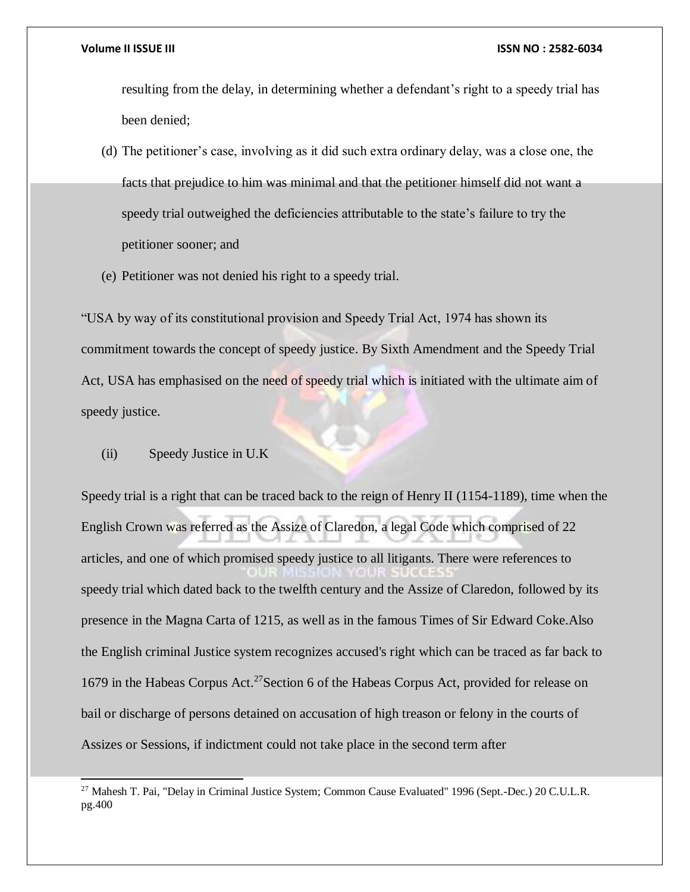resulting from the delay, in determining whether a defendant's right to a speedy trial has been denied;

(d) The petitioner's case, involving as it did such extra ordinary delay, was a close one, the facts that prejudice to him was minimal and that the petitioner himself did not want a speedy trial outweighed the deficiencies attributable to the state's failure to try the petitioner sooner; and

(e) Petitioner was not denied his right to a speedy trial.

"USA by way of its constitutional provision and Speedy Trial Act, 1974 has shown its commitment towards the concept of speedy justice. By Sixth Amendment and the Speedy Trial Act, USA has emphasised on the need of speedy trial which is initiated with the ultimate aim of speedy justice.

(ii) Speedy Justice in U.K

Speedy trial is a right that can be traced back to the reign of Henry II (1154-1189), time when the English Crown was referred as the Assize of Claredon, a legal Code which comprised of 22 articles, and one of which promised speedy justice to all litigants. There were references to speedy trial which dated back to the twelfth century and the Assize of Claredon, followed by its presence in the Magna Carta of 1215, as well as in the famous Times of Sir Edward Coke.Also the English criminal Justice system recognizes accused's right which can be traced as far back to 1679 in the Habeas Corpus Act.[27]Section 6 of the Habeas Corpus Act, provided for release on bail or discharge of persons detained on accusation of high treason or felony in the courts of Assizes or Sessions, if indictment could not take place in the second term after

[27] Mahesh T. Pai, "Delay in Criminal Justice System; Common Cause Evaluated" 1996 (Sept.-Dec.) 20 C.U.L.R. pg.400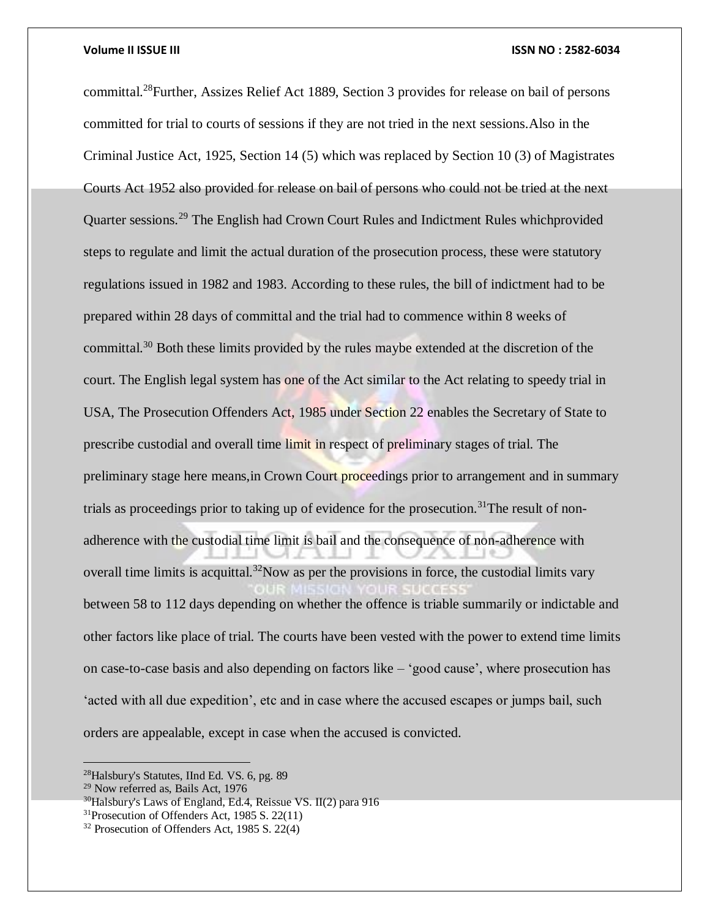committal.[28]Further, Assizes Relief Act 1889, Section 3 provides for release on bail of persons committed for trial to courts of sessions if they are not tried in the next sessions.Also in the Criminal Justice Act, 1925, Section 14 (5) which was replaced by Section 10 (3) of Magistrates Courts Act 1952 also provided for release on bail of persons who could not be tried at the next Quarter sessions.[29] The English had Crown Court Rules and Indictment Rules whichprovided steps to regulate and limit the actual duration of the prosecution process, these were statutory regulations issued in 1982 and 1983. According to these rules, the bill of indictment had to be prepared within 28 days of committal and the trial had to commence within 8 weeks of committal.[30] Both these limits provided by the rules maybe extended at the discretion of the court. The English legal system has one of the Act similar to the Act relating to speedy trial in USA, The Prosecution Offenders Act, 1985 under Section 22 enables the Secretary of State to prescribe custodial and overall time limit in respect of preliminary stages of trial. The preliminary stage here means,in Crown Court proceedings prior to arrangement and in summary trials as proceedings prior to taking up of evidence for the prosecution.[31]The result of non-adherence with the custodial time limit is bail and the consequence of non-adherence with overall time limits is acquittal.[32]Now as per the provisions in force, the custodial limits vary between 58 to 112 days depending on whether the offence is triable summarily or indictable and other factors like place of trial. The courts have been vested with the power to extend time limits on case-to-case basis and also depending on factors like – 'good cause', where prosecution has 'acted with all due expedition', etc and in case where the accused escapes or jumps bail, such orders are appealable, except in case when the accused is convicted.

---

[28]Halsbury's Statutes, IInd Ed. VS. 6, pg. 89

[29] Now referred as, Bails Act, 1976

[30]Halsbury's Laws of England, Ed.4, Reissue VS. II(2) para 916

[31]Prosecution of Offenders Act, 1985 S. 22(11)

[32] Prosecution of Offenders Act, 1985 S. 22(4)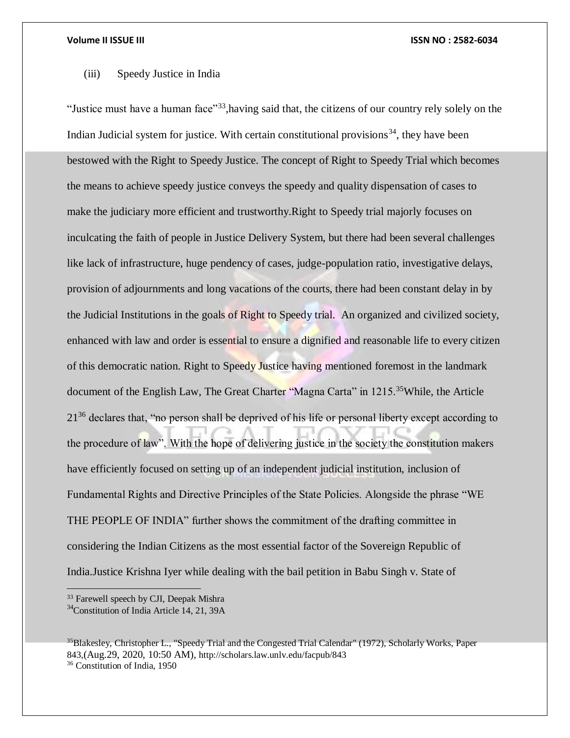(iii) Speedy Justice in India

"Justice must have a human face"[33],having said that, the citizens of our country rely solely on the Indian Judicial system for justice. With certain constitutional provisions[34], they have been bestowed with the Right to Speedy Justice. The concept of Right to Speedy Trial which becomes the means to achieve speedy justice conveys the speedy and quality dispensation of cases to make the judiciary more efficient and trustworthy.Right to Speedy trial majorly focuses on inculcating the faith of people in Justice Delivery System, but there had been several challenges like lack of infrastructure, huge pendency of cases, judge-population ratio, investigative delays, provision of adjournments and long vacations of the courts, there had been constant delay in by the Judicial Institutions in the goals of Right to Speedy trial. An organized and civilized society, enhanced with law and order is essential to ensure a dignified and reasonable life to every citizen of this democratic nation. Right to Speedy Justice having mentioned foremost in the landmark document of the English Law, The Great Charter "Magna Carta" in 1215.[35]While, the Article 21[36] declares that, "no person shall be deprived of his life or personal liberty except according to the procedure of law". With the hope of delivering justice in the society the constitution makers have efficiently focused on setting up of an independent judicial institution, inclusion of Fundamental Rights and Directive Principles of the State Policies. Alongside the phrase "WE THE PEOPLE OF INDIA" further shows the commitment of the drafting committee in considering the Indian Citizens as the most essential factor of the Sovereign Republic of India.Justice Krishna Iyer while dealing with the bail petition in Babu Singh v. State of

---

[33] Farewell speech by CJI, Deepak Mishra

[34] Constitution of India Article 14, 21, 39A

[35] Blakesley, Christopher L., "Speedy Trial and the Congested Trial Calendar" (1972), Scholarly Works, Paper 843,(Aug.29, 2020, 10:50 AM), http://scholars.law.unlv.edu/facpub/843

[36] Constitution of India, 1950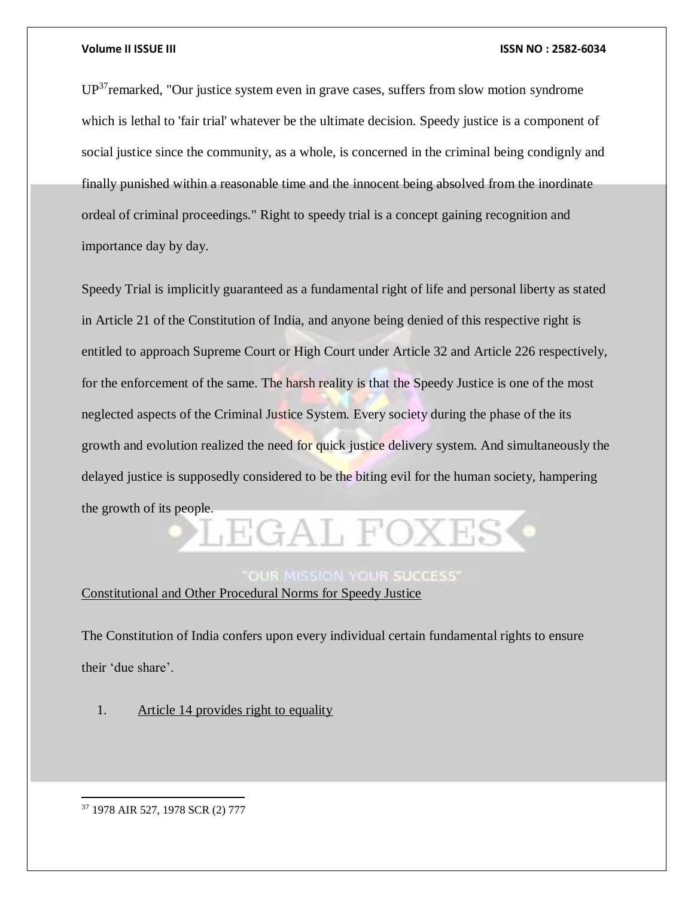UP[37] remarked, "Our justice system even in grave cases, suffers from slow motion syndrome which is lethal to 'fair trial' whatever be the ultimate decision. Speedy justice is a component of social justice since the community, as a whole, is concerned in the criminal being condignly and finally punished within a reasonable time and the innocent being absolved from the inordinate ordeal of criminal proceedings." Right to speedy trial is a concept gaining recognition and importance day by day.

Speedy Trial is implicitly guaranteed as a fundamental right of life and personal liberty as stated in Article 21 of the Constitution of India, and anyone being denied of this respective right is entitled to approach Supreme Court or High Court under Article 32 and Article 226 respectively, for the enforcement of the same. The harsh reality is that the Speedy Justice is one of the most neglected aspects of the Criminal Justice System. Every society during the phase of the its growth and evolution realized the need for quick justice delivery system. And simultaneously the delayed justice is supposedly considered to be the biting evil for the human society, hampering the growth of its people.

## Constitutional and Other Procedural Norms for Speedy Justice

The Constitution of India confers upon every individual certain fundamental rights to ensure their 'due share'.

1. Article 14 provides right to equality

---

[37] 1978 AIR 527, 1978 SCR (2) 777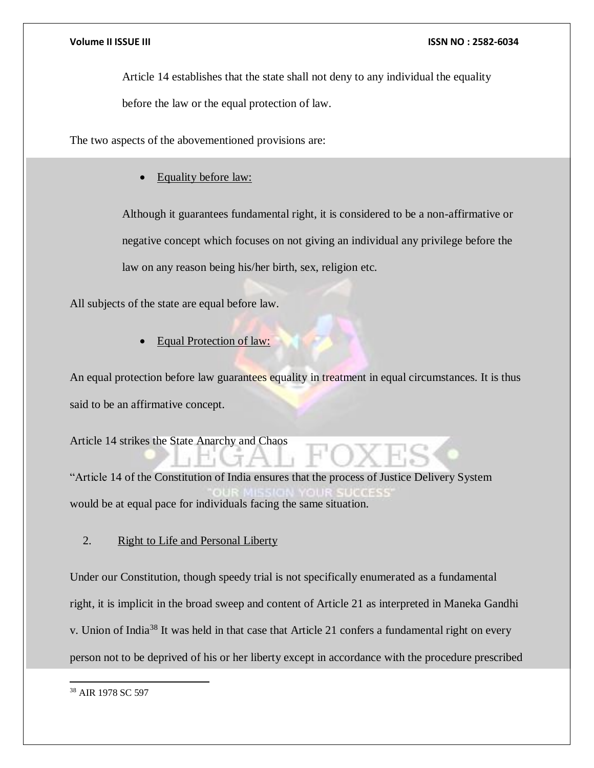Article 14 establishes that the state shall not deny to any individual the equality before the law or the equal protection of law.

The two aspects of the abovementioned provisions are:

- Equality before law:

Although it guarantees fundamental right, it is considered to be a non-affirmative or negative concept which focuses on not giving an individual any privilege before the law on any reason being his/her birth, sex, religion etc.

All subjects of the state are equal before law.

- Equal Protection of law:

An equal protection before law guarantees equality in treatment in equal circumstances. It is thus said to be an affirmative concept.

Article 14 strikes the State Anarchy and Chaos

“Article 14 of the Constitution of India ensures that the process of Justice Delivery System would be at equal pace for individuals facing the same situation.

2. Right to Life and Personal Liberty

Under our Constitution, though speedy trial is not specifically enumerated as a fundamental right, it is implicit in the broad sweep and content of Article 21 as interpreted in Maneka Gandhi v. Union of India[38] It was held in that case that Article 21 confers a fundamental right on every person not to be deprived of his or her liberty except in accordance with the procedure prescribed

[38] AIR 1978 SC 597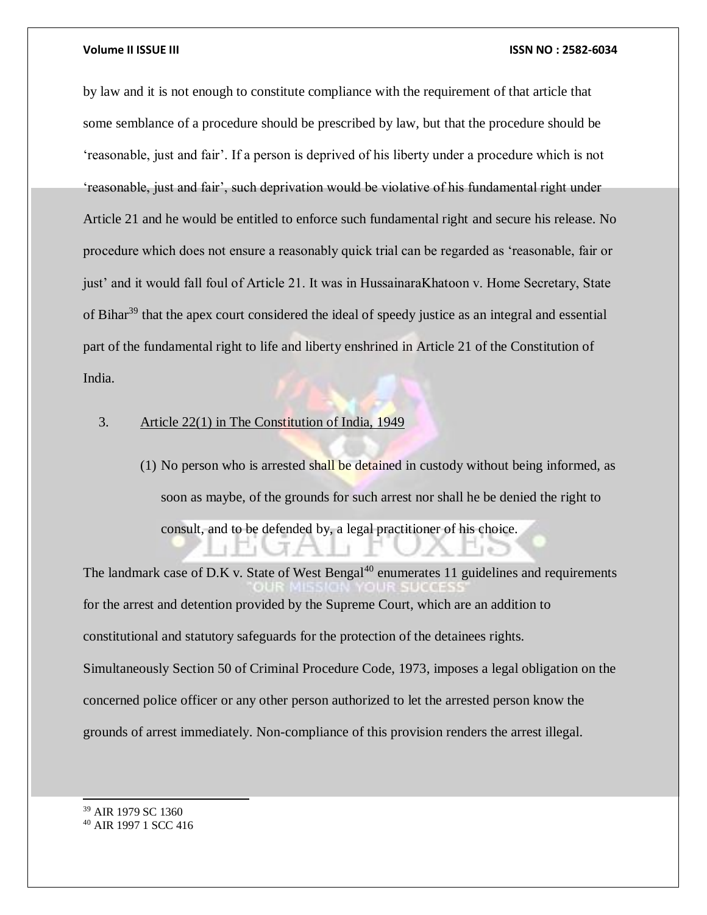by law and it is not enough to constitute compliance with the requirement of that article that some semblance of a procedure should be prescribed by law, but that the procedure should be 'reasonable, just and fair'. If a person is deprived of his liberty under a procedure which is not 'reasonable, just and fair', such deprivation would be violative of his fundamental right under Article 21 and he would be entitled to enforce such fundamental right and secure his release. No procedure which does not ensure a reasonably quick trial can be regarded as 'reasonable, fair or just' and it would fall foul of Article 21. It was in HussainaraKhatoon v. Home Secretary, State of Bihar[39] that the apex court considered the ideal of speedy justice as an integral and essential part of the fundamental right to life and liberty enshrined in Article 21 of the Constitution of India.

3. <u>Article 22(1) in The Constitution of India, 1949</u>

   (1) No person who is arrested shall be detained in custody without being informed, as soon as maybe, of the grounds for such arrest nor shall he be denied the right to consult, and to be defended by, a legal practitioner of his choice.

The landmark case of D.K v. State of West Bengal[40] enumerates 11 guidelines and requirements for the arrest and detention provided by the Supreme Court, which are an addition to constitutional and statutory safeguards for the protection of the detainees rights. Simultaneously Section 50 of Criminal Procedure Code, 1973, imposes a legal obligation on the concerned police officer or any other person authorized to let the arrested person know the grounds of arrest immediately. Non-compliance of this provision renders the arrest illegal.

---

[39] AIR 1979 SC 1360

[40] AIR 1997 1 SCC 416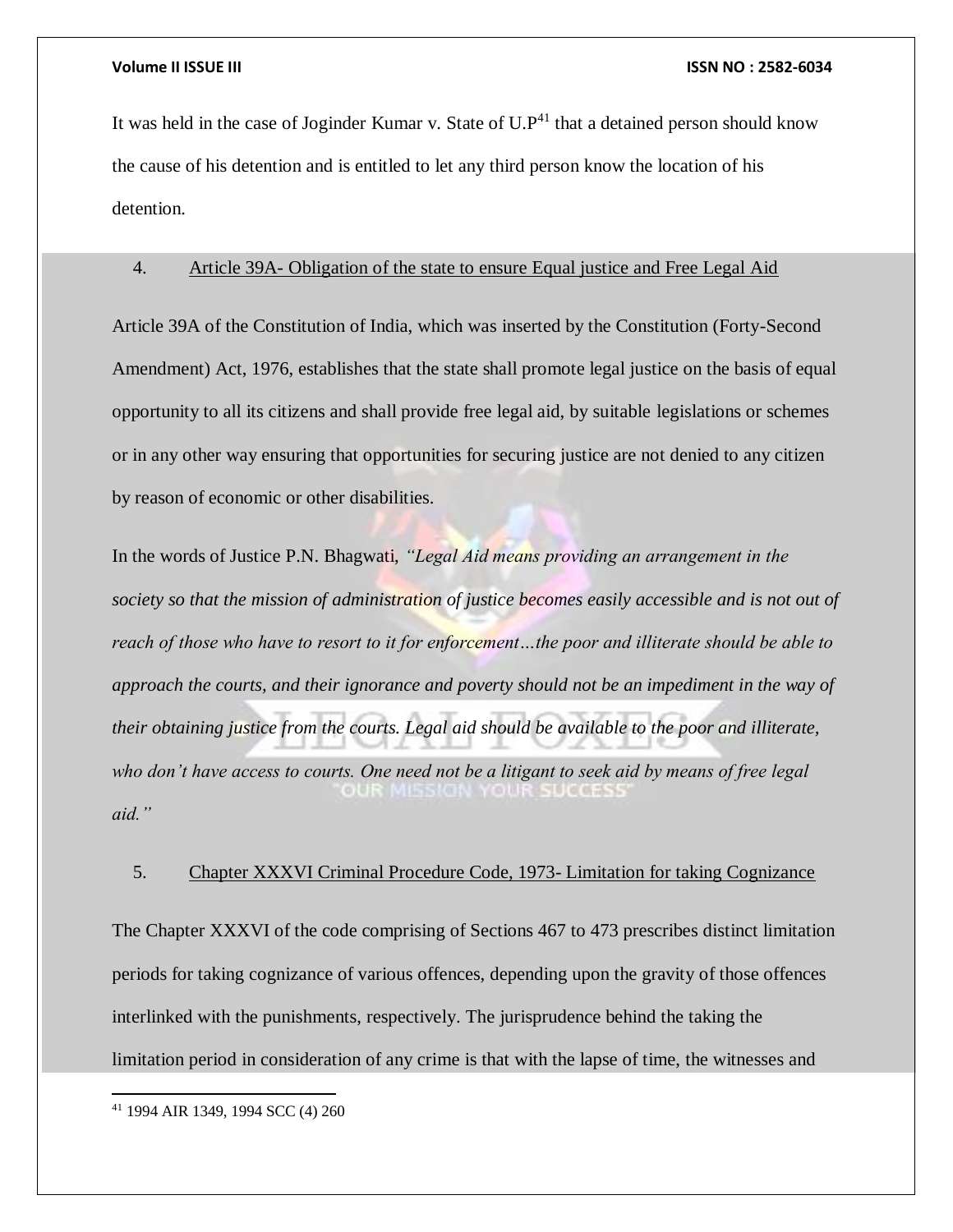It was held in the case of Joginder Kumar v. State of U.P[41] that a detained person should know the cause of his detention and is entitled to let any third person know the location of his detention.

4. Article 39A- Obligation of the state to ensure Equal justice and Free Legal Aid

Article 39A of the Constitution of India, which was inserted by the Constitution (Forty-Second Amendment) Act, 1976, establishes that the state shall promote legal justice on the basis of equal opportunity to all its citizens and shall provide free legal aid, by suitable legislations or schemes or in any other way ensuring that opportunities for securing justice are not denied to any citizen by reason of economic or other disabilities.

In the words of Justice P.N. Bhagwati, *"Legal Aid means providing an arrangement in the society so that the mission of administration of justice becomes easily accessible and is not out of reach of those who have to resort to it for enforcement…the poor and illiterate should be able to approach the courts, and their ignorance and poverty should not be an impediment in the way of their obtaining justice from the courts. Legal aid should be available to the poor and illiterate, who don't have access to courts. One need not be a litigant to seek aid by means of free legal aid."*

5. Chapter XXXVI Criminal Procedure Code, 1973- Limitation for taking Cognizance

The Chapter XXXVI of the code comprising of Sections 467 to 473 prescribes distinct limitation periods for taking cognizance of various offences, depending upon the gravity of those offences interlinked with the punishments, respectively. The jurisprudence behind the taking the limitation period in consideration of any crime is that with the lapse of time, the witnesses and

[41] 1994 AIR 1349, 1994 SCC (4) 260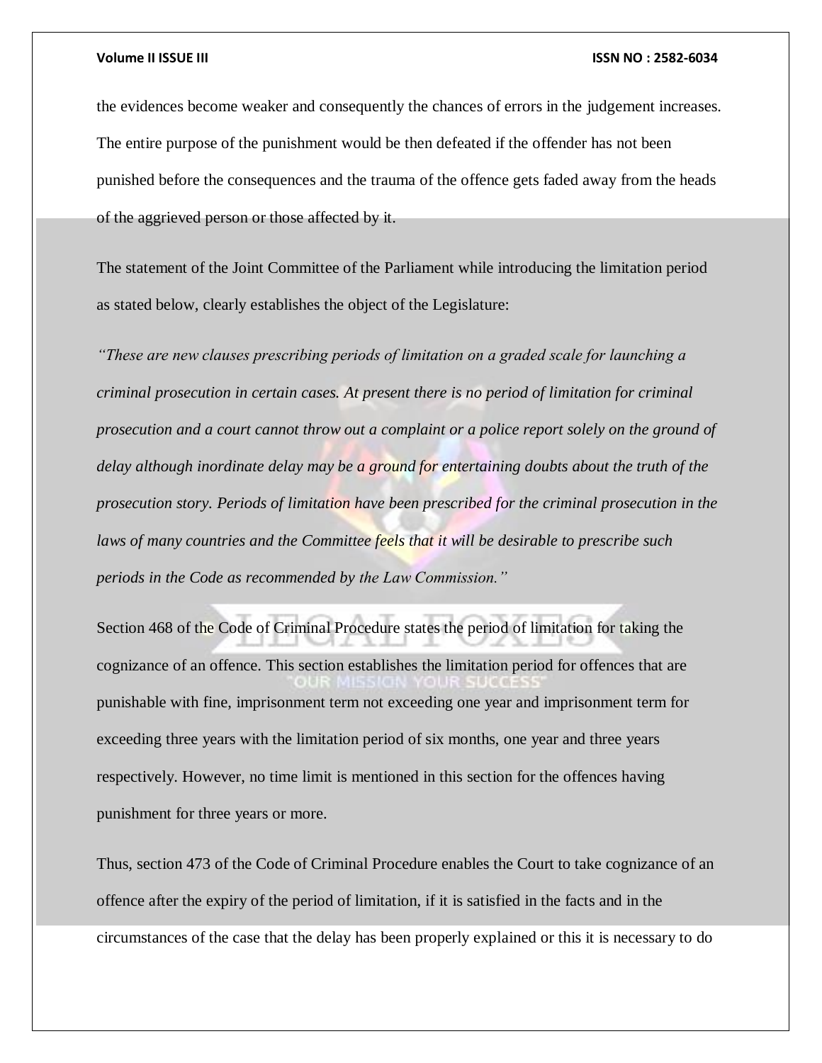the evidences become weaker and consequently the chances of errors in the judgement increases. The entire purpose of the punishment would be then defeated if the offender has not been punished before the consequences and the trauma of the offence gets faded away from the heads of the aggrieved person or those affected by it.

The statement of the Joint Committee of the Parliament while introducing the limitation period as stated below, clearly establishes the object of the Legislature:

*"These are new clauses prescribing periods of limitation on a graded scale for launching a criminal prosecution in certain cases. At present there is no period of limitation for criminal prosecution and a court cannot throw out a complaint or a police report solely on the ground of delay although inordinate delay may be a ground for entertaining doubts about the truth of the prosecution story. Periods of limitation have been prescribed for the criminal prosecution in the laws of many countries and the Committee feels that it will be desirable to prescribe such periods in the Code as recommended by the Law Commission."*

Section 468 of the Code of Criminal Procedure states the period of limitation for taking the cognizance of an offence. This section establishes the limitation period for offences that are punishable with fine, imprisonment term not exceeding one year and imprisonment term for exceeding three years with the limitation period of six months, one year and three years respectively. However, no time limit is mentioned in this section for the offences having punishment for three years or more.

Thus, section 473 of the Code of Criminal Procedure enables the Court to take cognizance of an offence after the expiry of the period of limitation, if it is satisfied in the facts and in the circumstances of the case that the delay has been properly explained or this it is necessary to do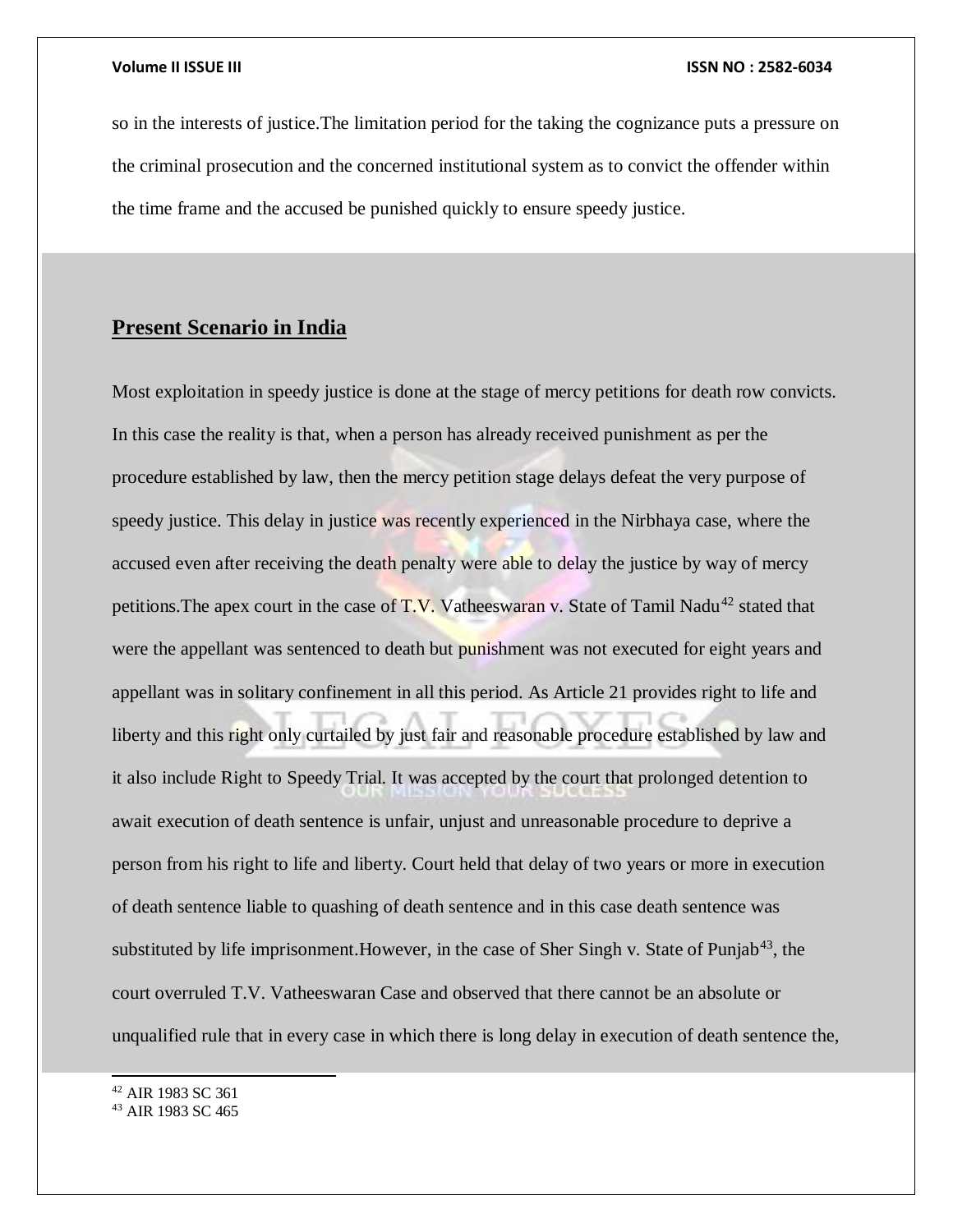so in the interests of justice.The limitation period for the taking the cognizance puts a pressure on the criminal prosecution and the concerned institutional system as to convict the offender within the time frame and the accused be punished quickly to ensure speedy justice.

## Present Scenario in India

Most exploitation in speedy justice is done at the stage of mercy petitions for death row convicts. In this case the reality is that, when a person has already received punishment as per the procedure established by law, then the mercy petition stage delays defeat the very purpose of speedy justice. This delay in justice was recently experienced in the Nirbhaya case, where the accused even after receiving the death penalty were able to delay the justice by way of mercy petitions.The apex court in the case of T.V. Vatheeswaran v. State of Tamil Nadu[42] stated that were the appellant was sentenced to death but punishment was not executed for eight years and appellant was in solitary confinement in all this period. As Article 21 provides right to life and liberty and this right only curtailed by just fair and reasonable procedure established by law and it also include Right to Speedy Trial. It was accepted by the court that prolonged detention to await execution of death sentence is unfair, unjust and unreasonable procedure to deprive a person from his right to life and liberty. Court held that delay of two years or more in execution of death sentence liable to quashing of death sentence and in this case death sentence was substituted by life imprisonment.However, in the case of Sher Singh v. State of Punjab[43], the court overruled T.V. Vatheeswaran Case and observed that there cannot be an absolute or unqualified rule that in every case in which there is long delay in execution of death sentence the,

---

[42] AIR 1983 SC 361

[43] AIR 1983 SC 465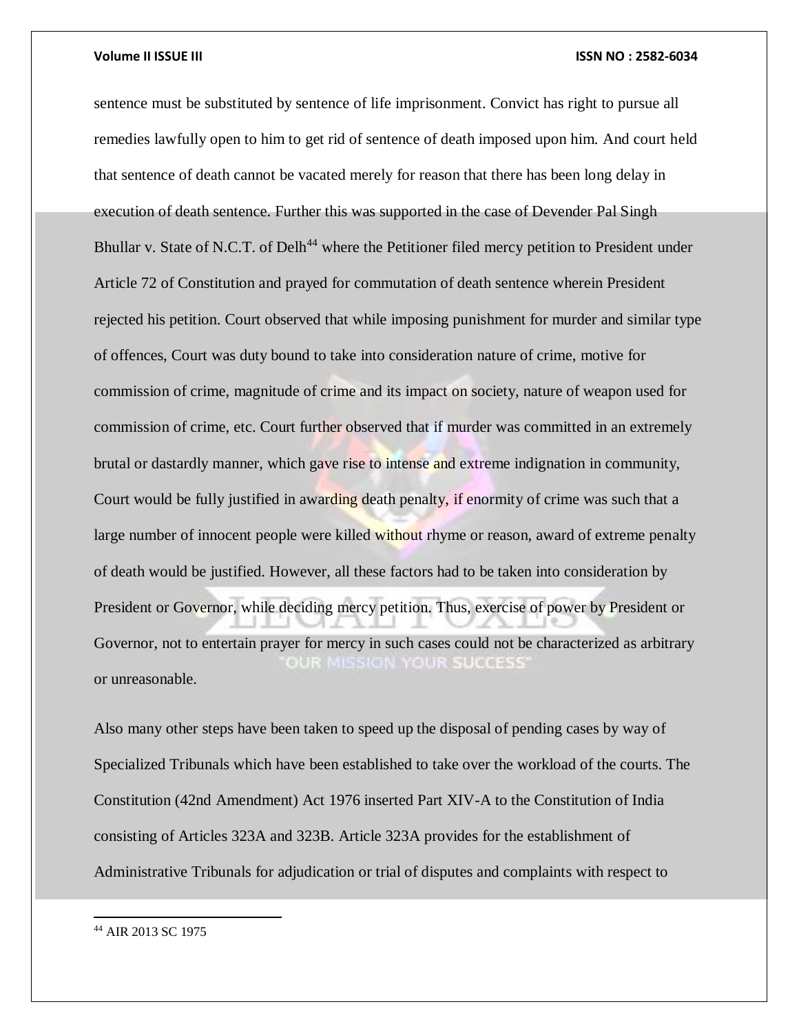sentence must be substituted by sentence of life imprisonment. Convict has right to pursue all remedies lawfully open to him to get rid of sentence of death imposed upon him. And court held that sentence of death cannot be vacated merely for reason that there has been long delay in execution of death sentence. Further this was supported in the case of Devender Pal Singh Bhullar v. State of N.C.T. of Delh[44] where the Petitioner filed mercy petition to President under Article 72 of Constitution and prayed for commutation of death sentence wherein President rejected his petition. Court observed that while imposing punishment for murder and similar type of offences, Court was duty bound to take into consideration nature of crime, motive for commission of crime, magnitude of crime and its impact on society, nature of weapon used for commission of crime, etc. Court further observed that if murder was committed in an extremely brutal or dastardly manner, which gave rise to intense and extreme indignation in community, Court would be fully justified in awarding death penalty, if enormity of crime was such that a large number of innocent people were killed without rhyme or reason, award of extreme penalty of death would be justified. However, all these factors had to be taken into consideration by President or Governor, while deciding mercy petition. Thus, exercise of power by President or Governor, not to entertain prayer for mercy in such cases could not be characterized as arbitrary or unreasonable.

Also many other steps have been taken to speed up the disposal of pending cases by way of Specialized Tribunals which have been established to take over the workload of the courts. The Constitution (42nd Amendment) Act 1976 inserted Part XIV-A to the Constitution of India consisting of Articles 323A and 323B. Article 323A provides for the establishment of Administrative Tribunals for adjudication or trial of disputes and complaints with respect to

[44] AIR 2013 SC 1975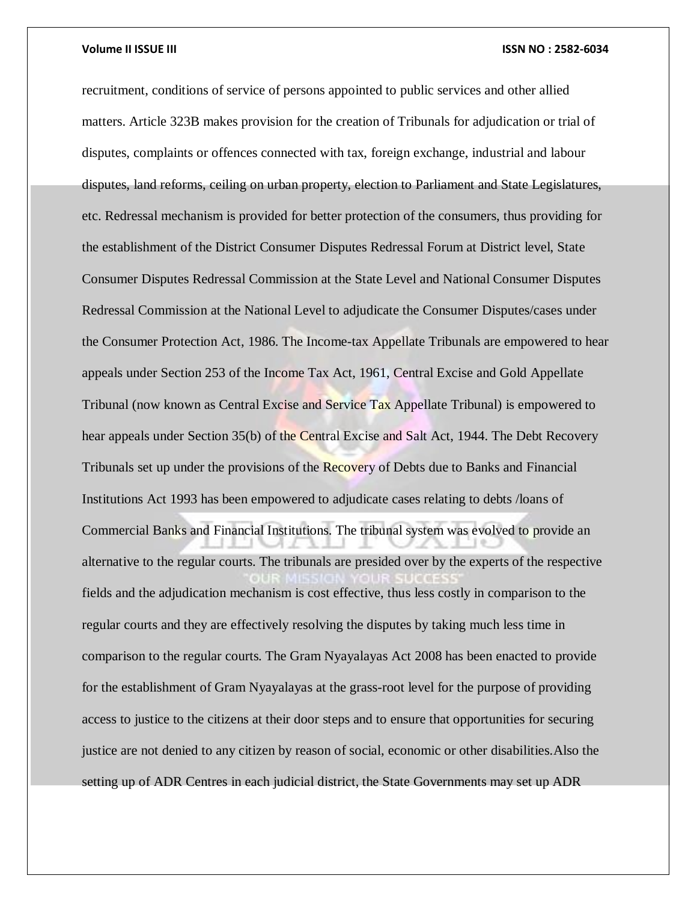recruitment, conditions of service of persons appointed to public services and other allied matters. Article 323B makes provision for the creation of Tribunals for adjudication or trial of disputes, complaints or offences connected with tax, foreign exchange, industrial and labour disputes, land reforms, ceiling on urban property, election to Parliament and State Legislatures, etc. Redressal mechanism is provided for better protection of the consumers, thus providing for the establishment of the District Consumer Disputes Redressal Forum at District level, State Consumer Disputes Redressal Commission at the State Level and National Consumer Disputes Redressal Commission at the National Level to adjudicate the Consumer Disputes/cases under the Consumer Protection Act, 1986. The Income-tax Appellate Tribunals are empowered to hear appeals under Section 253 of the Income Tax Act, 1961, Central Excise and Gold Appellate Tribunal (now known as Central Excise and Service Tax Appellate Tribunal) is empowered to hear appeals under Section 35(b) of the Central Excise and Salt Act, 1944. The Debt Recovery Tribunals set up under the provisions of the Recovery of Debts due to Banks and Financial Institutions Act 1993 has been empowered to adjudicate cases relating to debts /loans of Commercial Banks and Financial Institutions. The tribunal system was evolved to provide an alternative to the regular courts. The tribunals are presided over by the experts of the respective fields and the adjudication mechanism is cost effective, thus less costly in comparison to the regular courts and they are effectively resolving the disputes by taking much less time in comparison to the regular courts. The Gram Nyayalayas Act 2008 has been enacted to provide for the establishment of Gram Nyayalayas at the grass-root level for the purpose of providing access to justice to the citizens at their door steps and to ensure that opportunities for securing justice are not denied to any citizen by reason of social, economic or other disabilities.Also the setting up of ADR Centres in each judicial district, the State Governments may set up ADR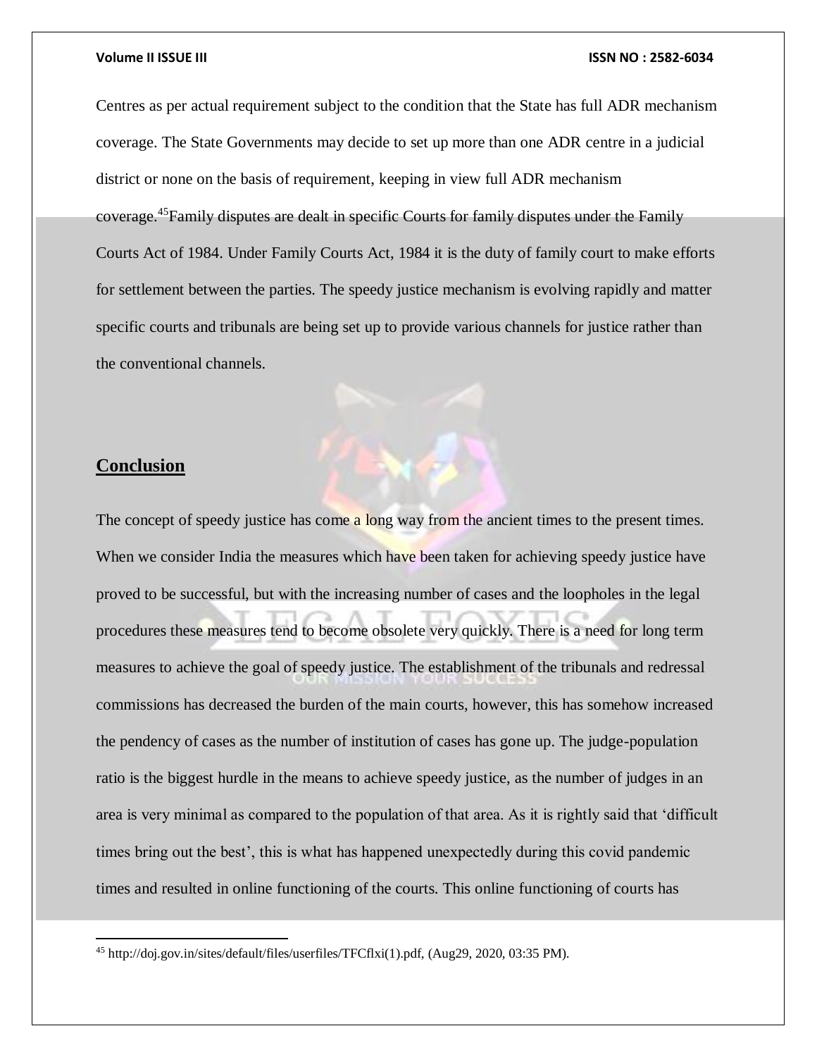Centres as per actual requirement subject to the condition that the State has full ADR mechanism coverage. The State Governments may decide to set up more than one ADR centre in a judicial district or none on the basis of requirement, keeping in view full ADR mechanism coverage.[45] Family disputes are dealt in specific Courts for family disputes under the Family Courts Act of 1984. Under Family Courts Act, 1984 it is the duty of family court to make efforts for settlement between the parties. The speedy justice mechanism is evolving rapidly and matter specific courts and tribunals are being set up to provide various channels for justice rather than the conventional channels.

## **Conclusion**

The concept of speedy justice has come a long way from the ancient times to the present times. When we consider India the measures which have been taken for achieving speedy justice have proved to be successful, but with the increasing number of cases and the loopholes in the legal procedures these measures tend to become obsolete very quickly. There is a need for long term measures to achieve the goal of speedy justice. The establishment of the tribunals and redressal commissions has decreased the burden of the main courts, however, this has somehow increased the pendency of cases as the number of institution of cases has gone up. The judge-population ratio is the biggest hurdle in the means to achieve speedy justice, as the number of judges in an area is very minimal as compared to the population of that area. As it is rightly said that 'difficult times bring out the best', this is what has happened unexpectedly during this covid pandemic times and resulted in online functioning of the courts. This online functioning of courts has

---

[45] http://doj.gov.in/sites/default/files/userfiles/TFCflxi(1).pdf, (Aug29, 2020, 03:35 PM).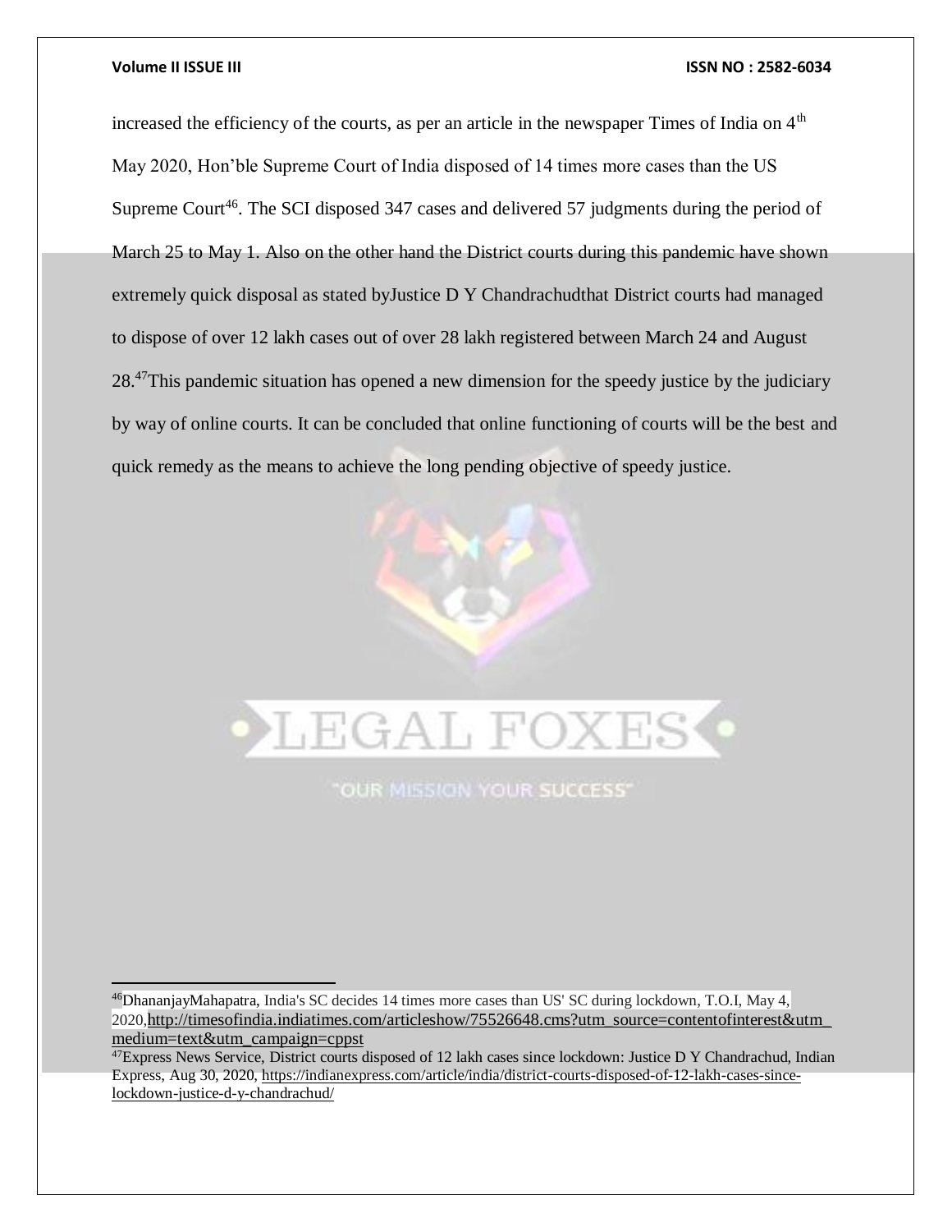increased the efficiency of the courts, as per an article in the newspaper Times of India on 4th May 2020, Hon'ble Supreme Court of India disposed of 14 times more cases than the US Supreme Court[46]. The SCI disposed 347 cases and delivered 57 judgments during the period of March 25 to May 1. Also on the other hand the District courts during this pandemic have shown extremely quick disposal as stated byJustice D Y Chandrachudthat District courts had managed to dispose of over 12 lakh cases out of over 28 lakh registered between March 24 and August 28.[47]This pandemic situation has opened a new dimension for the speedy justice by the judiciary by way of online courts. It can be concluded that online functioning of courts will be the best and quick remedy as the means to achieve the long pending objective of speedy justice.

---

[46]DhananjayMahapatra, India's SC decides 14 times more cases than US' SC during lockdown, T.O.I, May 4, 2020,http://timesofindia.indiatimes.com/articleshow/75526648.cms?utm_source=contentofinterest&utm_medium=text&utm_campaign=cppst

[47]Express News Service, District courts disposed of 12 lakh cases since lockdown: Justice D Y Chandrachud, Indian Express, Aug 30, 2020, https://indianexpress.com/article/india/district-courts-disposed-of-12-lakh-cases-since-lockdown-justice-d-y-chandrachud/